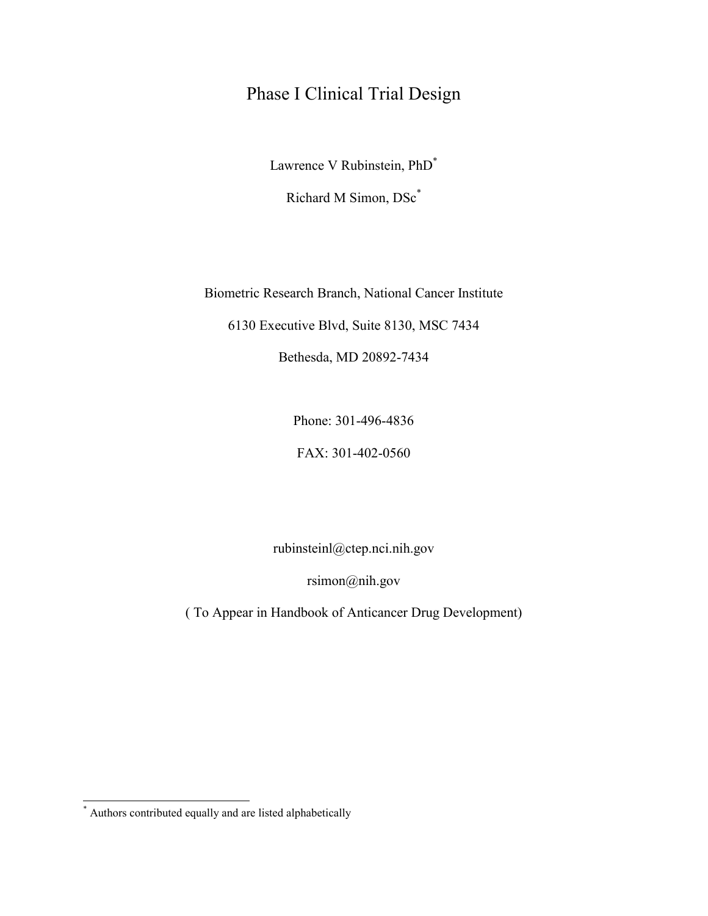# Phase I Clinical Trial Design

Lawrence V Rubinstein, PhD*

Richard M Simon, DSc*

Biometric Research Branch, National Cancer Institute

6130 Executive Blvd, Suite 8130, MSC 7434

Bethesda, MD 20892-7434

Phone: 301-496-4836

FAX: 301-402-0560

rubinsteinl@ctep.nci.nih.gov

rsimon@nih.gov

( To Appear in Handbook of Anticancer Drug Development)

---

* Authors contributed equally and are listed alphabetically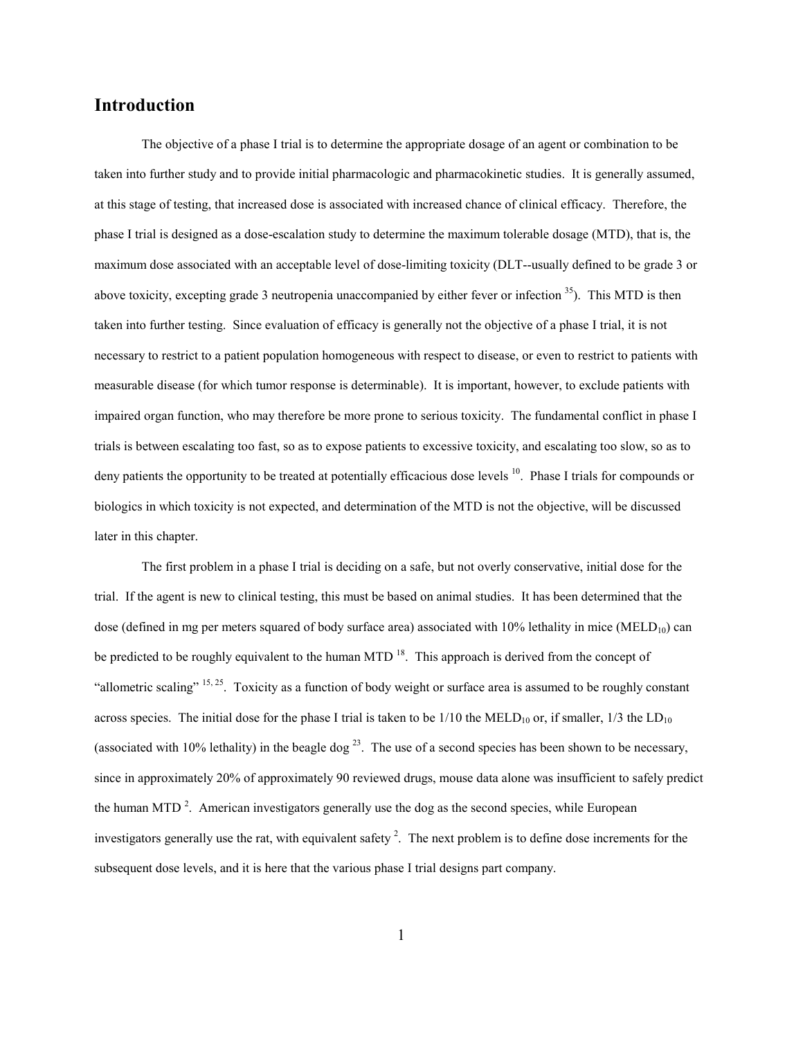## Introduction

The objective of a phase I trial is to determine the appropriate dosage of an agent or combination to be taken into further study and to provide initial pharmacologic and pharmacokinetic studies. It is generally assumed, at this stage of testing, that increased dose is associated with increased chance of clinical efficacy. Therefore, the phase I trial is designed as a dose-escalation study to determine the maximum tolerable dosage (MTD), that is, the maximum dose associated with an acceptable level of dose-limiting toxicity (DLT--usually defined to be grade 3 or above toxicity, excepting grade 3 neutropenia unaccompanied by either fever or infection [35]). This MTD is then taken into further testing. Since evaluation of efficacy is generally not the objective of a phase I trial, it is not necessary to restrict to a patient population homogeneous with respect to disease, or even to restrict to patients with measurable disease (for which tumor response is determinable). It is important, however, to exclude patients with impaired organ function, who may therefore be more prone to serious toxicity. The fundamental conflict in phase I trials is between escalating too fast, so as to expose patients to excessive toxicity, and escalating too slow, so as to deny patients the opportunity to be treated at potentially efficacious dose levels [10]. Phase I trials for compounds or biologics in which toxicity is not expected, and determination of the MTD is not the objective, will be discussed later in this chapter.

The first problem in a phase I trial is deciding on a safe, but not overly conservative, initial dose for the trial. If the agent is new to clinical testing, this must be based on animal studies. It has been determined that the dose (defined in mg per meters squared of body surface area) associated with 10% lethality in mice ($MELD_{10}$) can be predicted to be roughly equivalent to the human MTD [18]. This approach is derived from the concept of "allometric scaling" [15, 25]. Toxicity as a function of body weight or surface area is assumed to be roughly constant across species. The initial dose for the phase I trial is taken to be 1/10 the $MELD_{10}$ or, if smaller, 1/3 the $LD_{10}$ (associated with 10% lethality) in the beagle dog [23]. The use of a second species has been shown to be necessary, since in approximately 20% of approximately 90 reviewed drugs, mouse data alone was insufficient to safely predict the human MTD [2]. American investigators generally use the dog as the second species, while European investigators generally use the rat, with equivalent safety [2]. The next problem is to define dose increments for the subsequent dose levels, and it is here that the various phase I trial designs part company.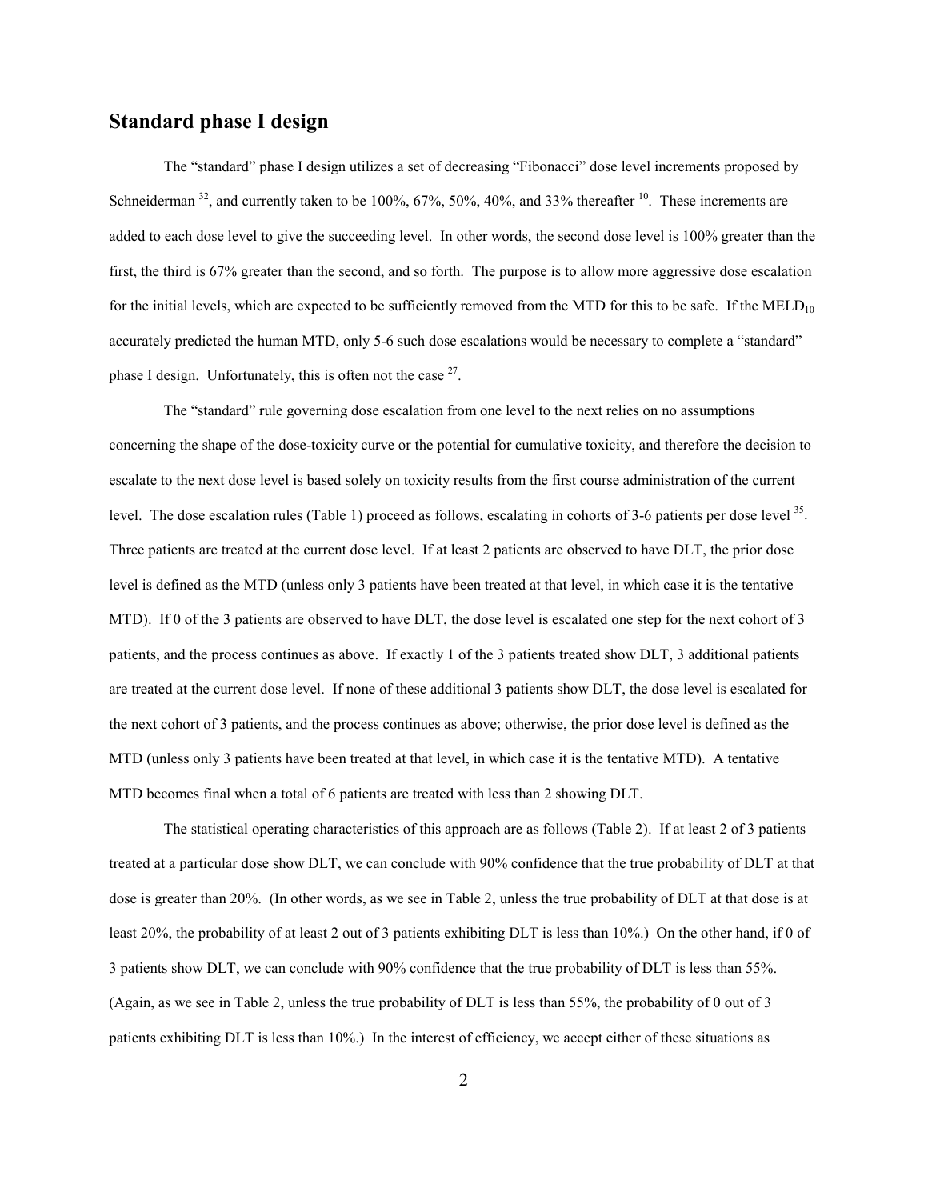## Standard phase I design

The "standard" phase I design utilizes a set of decreasing "Fibonacci" dose level increments proposed by Schneiderman [32], and currently taken to be 100%, 67%, 50%, 40%, and 33% thereafter [10]. These increments are added to each dose level to give the succeeding level. In other words, the second dose level is 100% greater than the first, the third is 67% greater than the second, and so forth. The purpose is to allow more aggressive dose escalation for the initial levels, which are expected to be sufficiently removed from the MTD for this to be safe. If the $MELD_{10}$ accurately predicted the human MTD, only 5-6 such dose escalations would be necessary to complete a "standard" phase I design. Unfortunately, this is often not the case [27].

The "standard" rule governing dose escalation from one level to the next relies on no assumptions concerning the shape of the dose-toxicity curve or the potential for cumulative toxicity, and therefore the decision to escalate to the next dose level is based solely on toxicity results from the first course administration of the current level. The dose escalation rules (Table 1) proceed as follows, escalating in cohorts of 3-6 patients per dose level [35]. Three patients are treated at the current dose level. If at least 2 patients are observed to have DLT, the prior dose level is defined as the MTD (unless only 3 patients have been treated at that level, in which case it is the tentative MTD). If 0 of the 3 patients are observed to have DLT, the dose level is escalated one step for the next cohort of 3 patients, and the process continues as above. If exactly 1 of the 3 patients treated show DLT, 3 additional patients are treated at the current dose level. If none of these additional 3 patients show DLT, the dose level is escalated for the next cohort of 3 patients, and the process continues as above; otherwise, the prior dose level is defined as the MTD (unless only 3 patients have been treated at that level, in which case it is the tentative MTD). A tentative MTD becomes final when a total of 6 patients are treated with less than 2 showing DLT.

The statistical operating characteristics of this approach are as follows (Table 2). If at least 2 of 3 patients treated at a particular dose show DLT, we can conclude with 90% confidence that the true probability of DLT at that dose is greater than 20%. (In other words, as we see in Table 2, unless the true probability of DLT at that dose is at least 20%, the probability of at least 2 out of 3 patients exhibiting DLT is less than 10%.) On the other hand, if 0 of 3 patients show DLT, we can conclude with 90% confidence that the true probability of DLT is less than 55%. (Again, as we see in Table 2, unless the true probability of DLT is less than 55%, the probability of 0 out of 3 patients exhibiting DLT is less than 10%.) In the interest of efficiency, we accept either of these situations as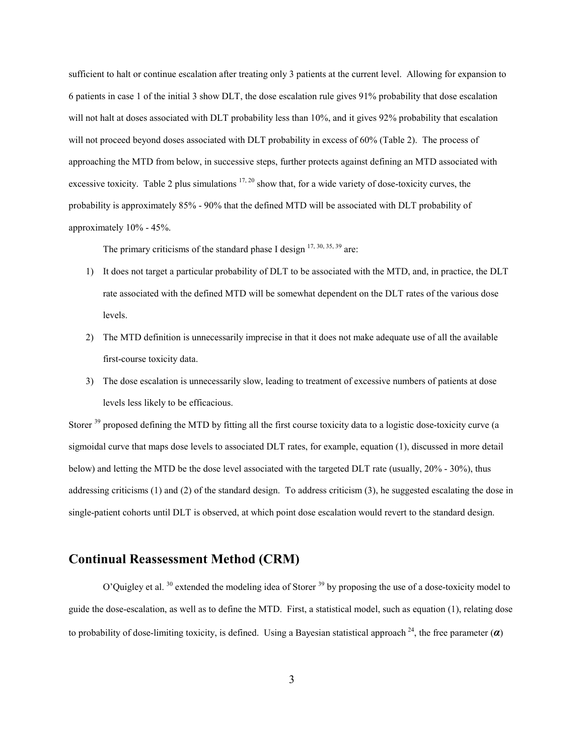sufficient to halt or continue escalation after treating only 3 patients at the current level. Allowing for expansion to 6 patients in case 1 of the initial 3 show DLT, the dose escalation rule gives 91% probability that dose escalation will not halt at doses associated with DLT probability less than 10%, and it gives 92% probability that escalation will not proceed beyond doses associated with DLT probability in excess of 60% (Table 2). The process of approaching the MTD from below, in successive steps, further protects against defining an MTD associated with excessive toxicity. Table 2 plus simulations [17, 20] show that, for a wide variety of dose-toxicity curves, the probability is approximately 85% - 90% that the defined MTD will be associated with DLT probability of approximately 10% - 45%.

The primary criticisms of the standard phase I design [17, 30, 35, 39] are:

1) It does not target a particular probability of DLT to be associated with the MTD, and, in practice, the DLT rate associated with the defined MTD will be somewhat dependent on the DLT rates of the various dose levels.
2) The MTD definition is unnecessarily imprecise in that it does not make adequate use of all the available first-course toxicity data.
3) The dose escalation is unnecessarily slow, leading to treatment of excessive numbers of patients at dose levels less likely to be efficacious.

Storer [39] proposed defining the MTD by fitting all the first course toxicity data to a logistic dose-toxicity curve (a sigmoidal curve that maps dose levels to associated DLT rates, for example, equation (1), discussed in more detail below) and letting the MTD be the dose level associated with the targeted DLT rate (usually, 20% - 30%), thus addressing criticisms (1) and (2) of the standard design. To address criticism (3), he suggested escalating the dose in single-patient cohorts until DLT is observed, at which point dose escalation would revert to the standard design.

## Continual Reassessment Method (CRM)

O'Quigley et al. [30] extended the modeling idea of Storer [39] by proposing the use of a dose-toxicity model to guide the dose-escalation, as well as to define the MTD. First, a statistical model, such as equation (1), relating dose to probability of dose-limiting toxicity, is defined. Using a Bayesian statistical approach [24], the free parameter ($\alpha$)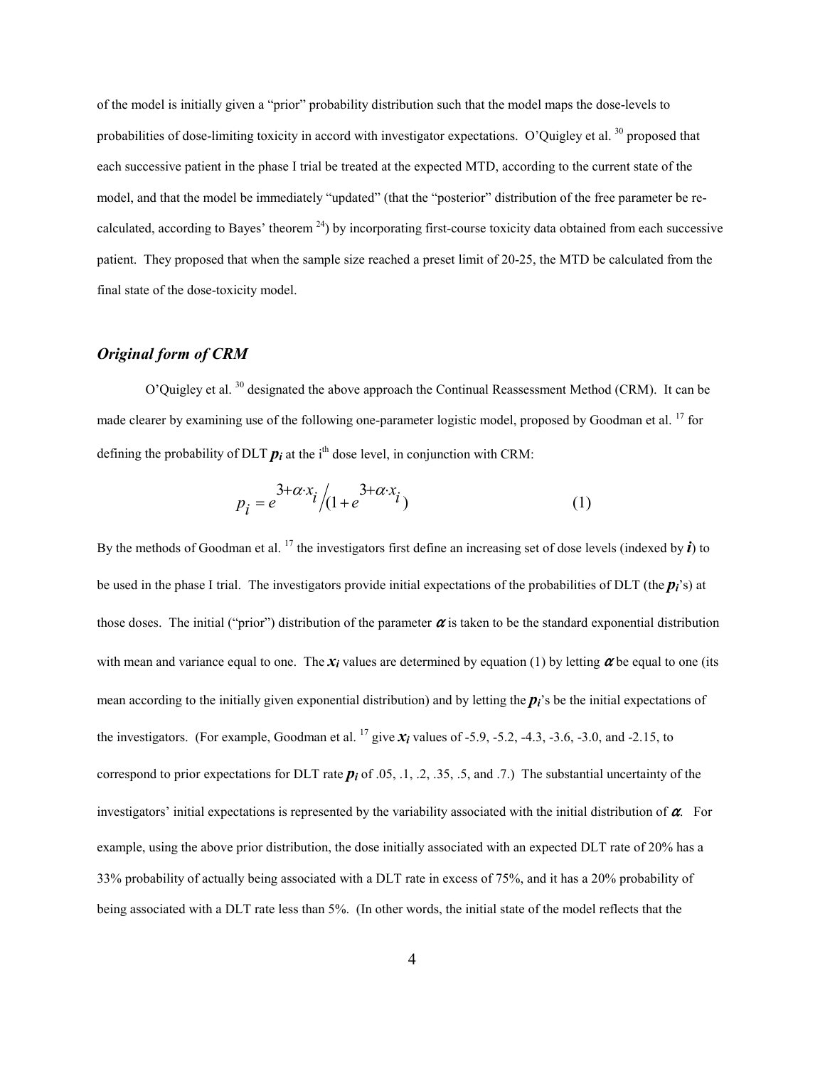of the model is initially given a "prior" probability distribution such that the model maps the dose-levels to probabilities of dose-limiting toxicity in accord with investigator expectations. O'Quigley et al. [30] proposed that each successive patient in the phase I trial be treated at the expected MTD, according to the current state of the model, and that the model be immediately "updated" (that the "posterior" distribution of the free parameter be re-calculated, according to Bayes' theorem [24]) by incorporating first-course toxicity data obtained from each successive patient. They proposed that when the sample size reached a preset limit of 20-25, the MTD be calculated from the final state of the dose-toxicity model.

### *Original form of CRM*

O'Quigley et al. [30] designated the above approach the Continual Reassessment Method (CRM). It can be made clearer by examining use of the following one-parameter logistic model, proposed by Goodman et al. [17] for defining the probability of DLT $p_i$ at the i[th] dose level, in conjunction with CRM:

$$p_i = e^{3+\alpha \cdot x_i} \Big/ (1 + e^{3+\alpha \cdot x_i}) \qquad (1)$$

By the methods of Goodman et al. [17] the investigators first define an increasing set of dose levels (indexed by $i$) to be used in the phase I trial. The investigators provide initial expectations of the probabilities of DLT (the $p_i$'s) at those doses. The initial ("prior") distribution of the parameter $\alpha$ is taken to be the standard exponential distribution with mean and variance equal to one. The $x_i$ values are determined by equation (1) by letting $\alpha$ be equal to one (its mean according to the initially given exponential distribution) and by letting the $p_i$'s be the initial expectations of the investigators. (For example, Goodman et al. [17] give $x_i$ values of -5.9, -5.2, -4.3, -3.6, -3.0, and -2.15, to correspond to prior expectations for DLT rate $p_i$ of .05, .1, .2, .35, .5, and .7.) The substantial uncertainty of the investigators' initial expectations is represented by the variability associated with the initial distribution of $\alpha$. For example, using the above prior distribution, the dose initially associated with an expected DLT rate of 20% has a 33% probability of actually being associated with a DLT rate in excess of 75%, and it has a 20% probability of being associated with a DLT rate less than 5%. (In other words, the initial state of the model reflects that the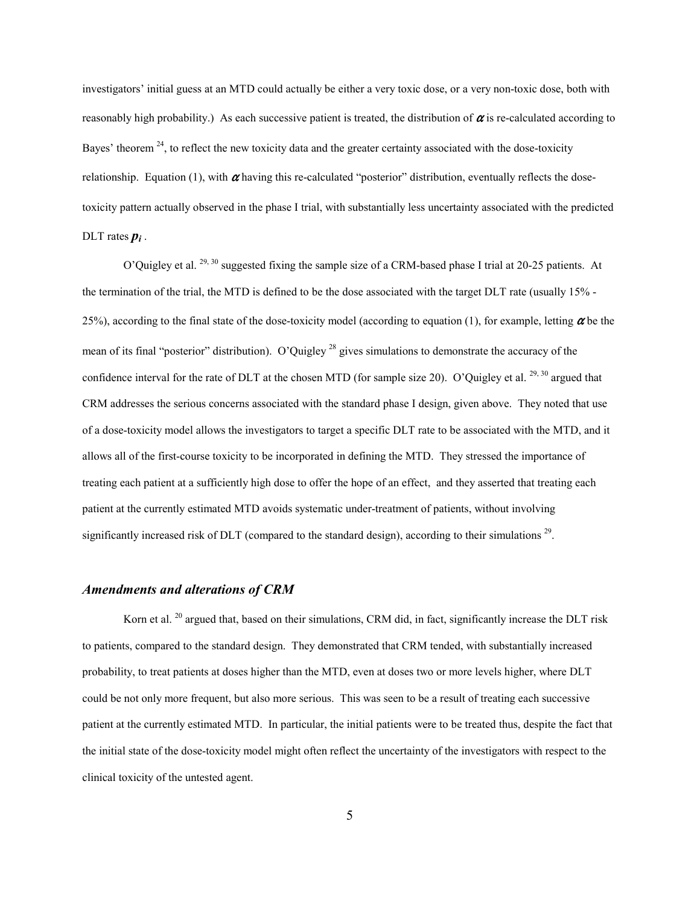investigators' initial guess at an MTD could actually be either a very toxic dose, or a very non-toxic dose, both with reasonably high probability.) As each successive patient is treated, the distribution of $\alpha$ is re-calculated according to Bayes' theorem [24], to reflect the new toxicity data and the greater certainty associated with the dose-toxicity relationship. Equation (1), with $\alpha$ having this re-calculated "posterior" distribution, eventually reflects the dose-toxicity pattern actually observed in the phase I trial, with substantially less uncertainty associated with the predicted DLT rates $p_i$.

O'Quigley et al. [29, 30] suggested fixing the sample size of a CRM-based phase I trial at 20-25 patients. At the termination of the trial, the MTD is defined to be the dose associated with the target DLT rate (usually 15% - 25%), according to the final state of the dose-toxicity model (according to equation (1), for example, letting $\alpha$ be the mean of its final "posterior" distribution). O'Quigley [28] gives simulations to demonstrate the accuracy of the confidence interval for the rate of DLT at the chosen MTD (for sample size 20). O'Quigley et al. [29, 30] argued that CRM addresses the serious concerns associated with the standard phase I design, given above. They noted that use of a dose-toxicity model allows the investigators to target a specific DLT rate to be associated with the MTD, and it allows all of the first-course toxicity to be incorporated in defining the MTD. They stressed the importance of treating each patient at a sufficiently high dose to offer the hope of an effect, and they asserted that treating each patient at the currently estimated MTD avoids systematic under-treatment of patients, without involving significantly increased risk of DLT (compared to the standard design), according to their simulations [29].

### *Amendments and alterations of CRM*

Korn et al. [20] argued that, based on their simulations, CRM did, in fact, significantly increase the DLT risk to patients, compared to the standard design. They demonstrated that CRM tended, with substantially increased probability, to treat patients at doses higher than the MTD, even at doses two or more levels higher, where DLT could be not only more frequent, but also more serious. This was seen to be a result of treating each successive patient at the currently estimated MTD. In particular, the initial patients were to be treated thus, despite the fact that the initial state of the dose-toxicity model might often reflect the uncertainty of the investigators with respect to the clinical toxicity of the untested agent.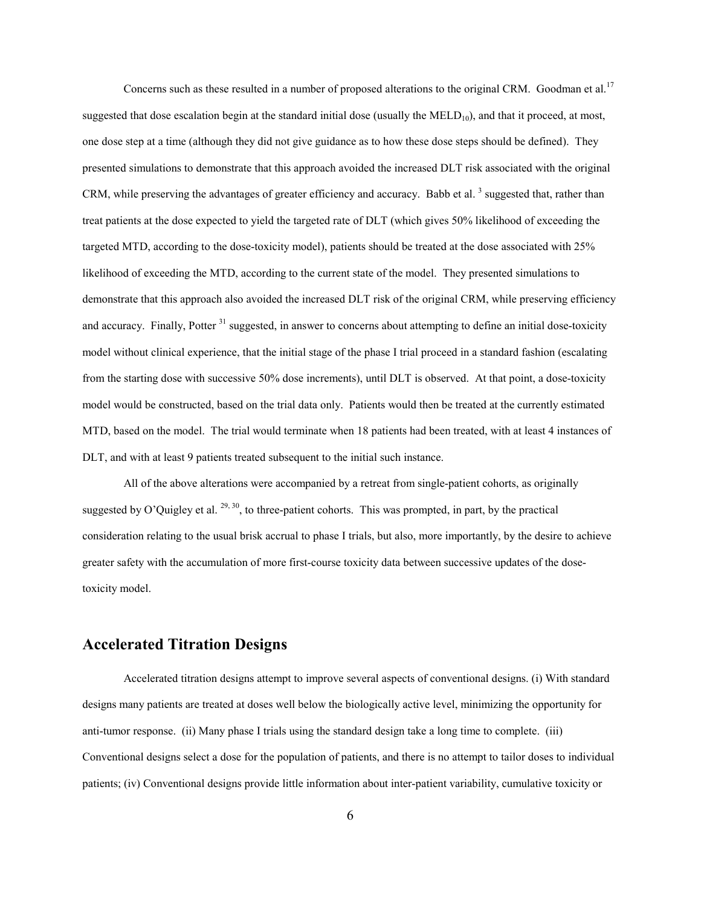Concerns such as these resulted in a number of proposed alterations to the original CRM. Goodman et al.[17] suggested that dose escalation begin at the standard initial dose (usually the $MELD_{10}$), and that it proceed, at most, one dose step at a time (although they did not give guidance as to how these dose steps should be defined). They presented simulations to demonstrate that this approach avoided the increased DLT risk associated with the original CRM, while preserving the advantages of greater efficiency and accuracy. Babb et al. [3] suggested that, rather than treat patients at the dose expected to yield the targeted rate of DLT (which gives 50% likelihood of exceeding the targeted MTD, according to the dose-toxicity model), patients should be treated at the dose associated with 25% likelihood of exceeding the MTD, according to the current state of the model. They presented simulations to demonstrate that this approach also avoided the increased DLT risk of the original CRM, while preserving efficiency and accuracy. Finally, Potter [31] suggested, in answer to concerns about attempting to define an initial dose-toxicity model without clinical experience, that the initial stage of the phase I trial proceed in a standard fashion (escalating from the starting dose with successive 50% dose increments), until DLT is observed. At that point, a dose-toxicity model would be constructed, based on the trial data only. Patients would then be treated at the currently estimated MTD, based on the model. The trial would terminate when 18 patients had been treated, with at least 4 instances of DLT, and with at least 9 patients treated subsequent to the initial such instance.

All of the above alterations were accompanied by a retreat from single-patient cohorts, as originally suggested by O'Quigley et al. [29, 30], to three-patient cohorts. This was prompted, in part, by the practical consideration relating to the usual brisk accrual to phase I trials, but also, more importantly, by the desire to achieve greater safety with the accumulation of more first-course toxicity data between successive updates of the dose-toxicity model.

## Accelerated Titration Designs

Accelerated titration designs attempt to improve several aspects of conventional designs. (i) With standard designs many patients are treated at doses well below the biologically active level, minimizing the opportunity for anti-tumor response. (ii) Many phase I trials using the standard design take a long time to complete. (iii) Conventional designs select a dose for the population of patients, and there is no attempt to tailor doses to individual patients; (iv) Conventional designs provide little information about inter-patient variability, cumulative toxicity or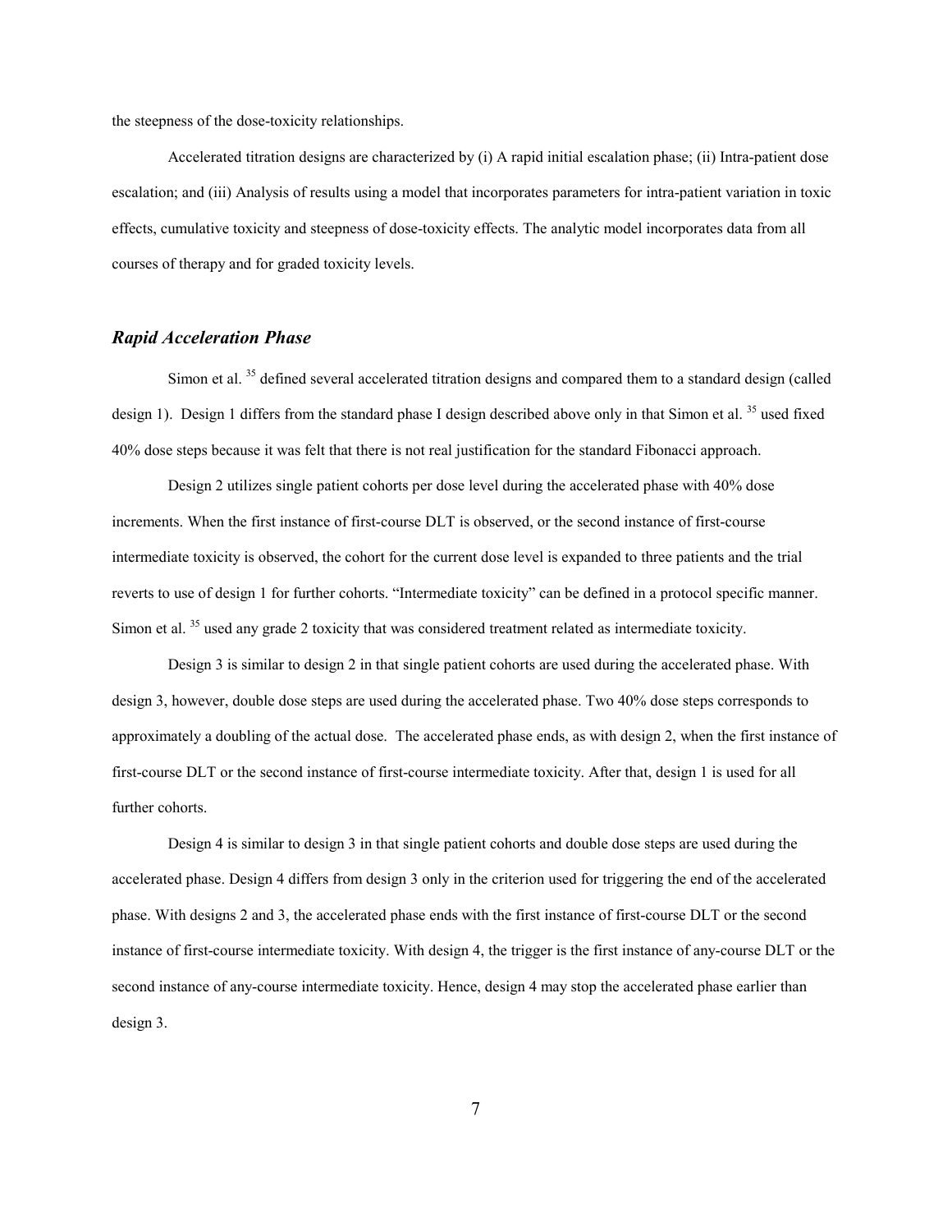the steepness of the dose-toxicity relationships.

Accelerated titration designs are characterized by (i) A rapid initial escalation phase; (ii) Intra-patient dose escalation; and (iii) Analysis of results using a model that incorporates parameters for intra-patient variation in toxic effects, cumulative toxicity and steepness of dose-toxicity effects. The analytic model incorporates data from all courses of therapy and for graded toxicity levels.

### *Rapid Acceleration Phase*

Simon et al. [35] defined several accelerated titration designs and compared them to a standard design (called design 1). Design 1 differs from the standard phase I design described above only in that Simon et al. [35] used fixed 40% dose steps because it was felt that there is not real justification for the standard Fibonacci approach.

Design 2 utilizes single patient cohorts per dose level during the accelerated phase with 40% dose increments. When the first instance of first-course DLT is observed, or the second instance of first-course intermediate toxicity is observed, the cohort for the current dose level is expanded to three patients and the trial reverts to use of design 1 for further cohorts. "Intermediate toxicity" can be defined in a protocol specific manner. Simon et al. [35] used any grade 2 toxicity that was considered treatment related as intermediate toxicity.

Design 3 is similar to design 2 in that single patient cohorts are used during the accelerated phase. With design 3, however, double dose steps are used during the accelerated phase. Two 40% dose steps corresponds to approximately a doubling of the actual dose. The accelerated phase ends, as with design 2, when the first instance of first-course DLT or the second instance of first-course intermediate toxicity. After that, design 1 is used for all further cohorts.

Design 4 is similar to design 3 in that single patient cohorts and double dose steps are used during the accelerated phase. Design 4 differs from design 3 only in the criterion used for triggering the end of the accelerated phase. With designs 2 and 3, the accelerated phase ends with the first instance of first-course DLT or the second instance of first-course intermediate toxicity. With design 4, the trigger is the first instance of any-course DLT or the second instance of any-course intermediate toxicity. Hence, design 4 may stop the accelerated phase earlier than design 3.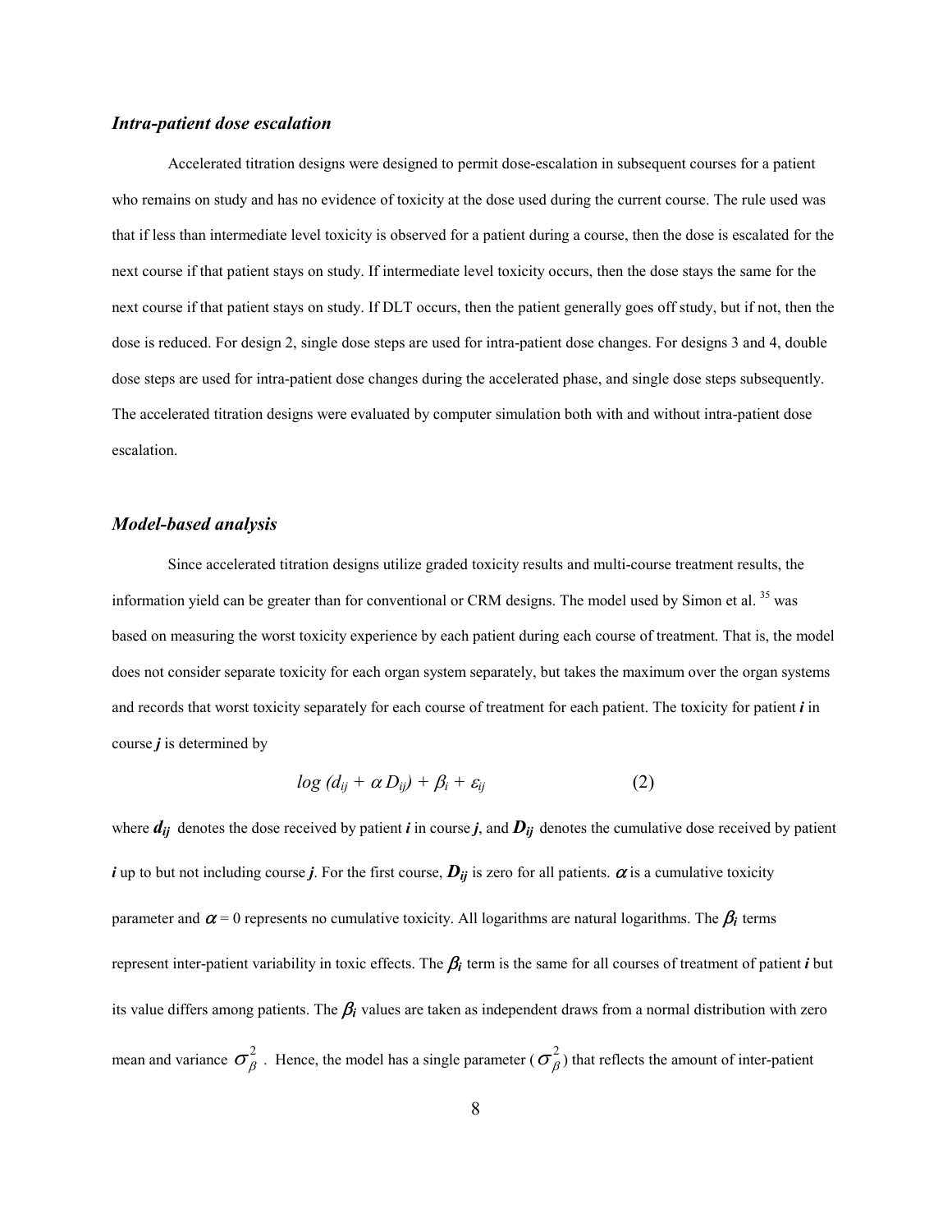### *Intra-patient dose escalation*

Accelerated titration designs were designed to permit dose-escalation in subsequent courses for a patient who remains on study and has no evidence of toxicity at the dose used during the current course. The rule used was that if less than intermediate level toxicity is observed for a patient during a course, then the dose is escalated for the next course if that patient stays on study. If intermediate level toxicity occurs, then the dose stays the same for the next course if that patient stays on study. If DLT occurs, then the patient generally goes off study, but if not, then the dose is reduced. For design 2, single dose steps are used for intra-patient dose changes. For designs 3 and 4, double dose steps are used for intra-patient dose changes during the accelerated phase, and single dose steps subsequently. The accelerated titration designs were evaluated by computer simulation both with and without intra-patient dose escalation.

### *Model-based analysis*

Since accelerated titration designs utilize graded toxicity results and multi-course treatment results, the information yield can be greater than for conventional or CRM designs. The model used by Simon et al. [35] was based on measuring the worst toxicity experience by each patient during each course of treatment. That is, the model does not consider separate toxicity for each organ system separately, but takes the maximum over the organ systems and records that worst toxicity separately for each course of treatment for each patient. The toxicity for patient ***i*** in course ***j*** is determined by

$$\log (d_{ij} + \alpha D_{ij}) + \beta_i + \varepsilon_{ij} \qquad (2)$$

where $d_{ij}$ denotes the dose received by patient ***i*** in course ***j***, and $D_{ij}$ denotes the cumulative dose received by patient ***i*** up to but not including course ***j***. For the first course, $D_{ij}$ is zero for all patients. $\alpha$ is a cumulative toxicity parameter and $\alpha = 0$ represents no cumulative toxicity. All logarithms are natural logarithms. The $\beta_i$ terms represent inter-patient variability in toxic effects. The $\beta_i$ term is the same for all courses of treatment of patient ***i*** but its value differs among patients. The $\beta_i$ values are taken as independent draws from a normal distribution with zero mean and variance $\sigma_\beta^2$. Hence, the model has a single parameter ($\sigma_\beta^2$) that reflects the amount of inter-patient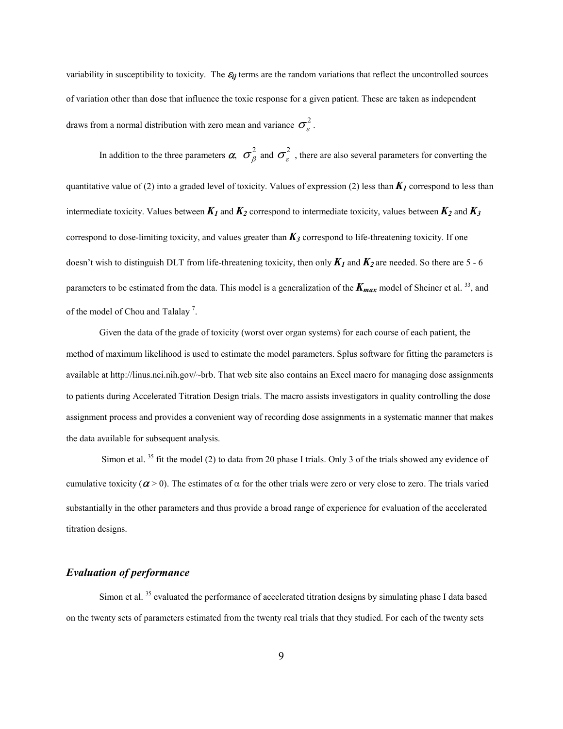variability in susceptibility to toxicity. The $\varepsilon_{ij}$ terms are the random variations that reflect the uncontrolled sources of variation other than dose that influence the toxic response for a given patient. These are taken as independent draws from a normal distribution with zero mean and variance $\sigma_{\varepsilon}^2$.

In addition to the three parameters $\alpha$, $\sigma_{\beta}^2$ and $\sigma_{\varepsilon}^2$, there are also several parameters for converting the quantitative value of (2) into a graded level of toxicity. Values of expression (2) less than $K_1$ correspond to less than intermediate toxicity. Values between $K_1$ and $K_2$ correspond to intermediate toxicity, values between $K_2$ and $K_3$ correspond to dose-limiting toxicity, and values greater than $K_3$ correspond to life-threatening toxicity. If one doesn't wish to distinguish DLT from life-threatening toxicity, then only $K_1$ and $K_2$ are needed. So there are 5 - 6 parameters to be estimated from the data. This model is a generalization of the $K_{max}$ model of Sheiner et al. [33], and of the model of Chou and Talalay [7].

Given the data of the grade of toxicity (worst over organ systems) for each course of each patient, the method of maximum likelihood is used to estimate the model parameters. Splus software for fitting the parameters is available at http://linus.nci.nih.gov/~brb. That web site also contains an Excel macro for managing dose assignments to patients during Accelerated Titration Design trials. The macro assists investigators in quality controlling the dose assignment process and provides a convenient way of recording dose assignments in a systematic manner that makes the data available for subsequent analysis.

Simon et al. [35] fit the model (2) to data from 20 phase I trials. Only 3 of the trials showed any evidence of cumulative toxicity ($\alpha > 0$). The estimates of $\alpha$ for the other trials were zero or very close to zero. The trials varied substantially in the other parameters and thus provide a broad range of experience for evaluation of the accelerated titration designs.

### *Evaluation of performance*

Simon et al. [35] evaluated the performance of accelerated titration designs by simulating phase I data based on the twenty sets of parameters estimated from the twenty real trials that they studied. For each of the twenty sets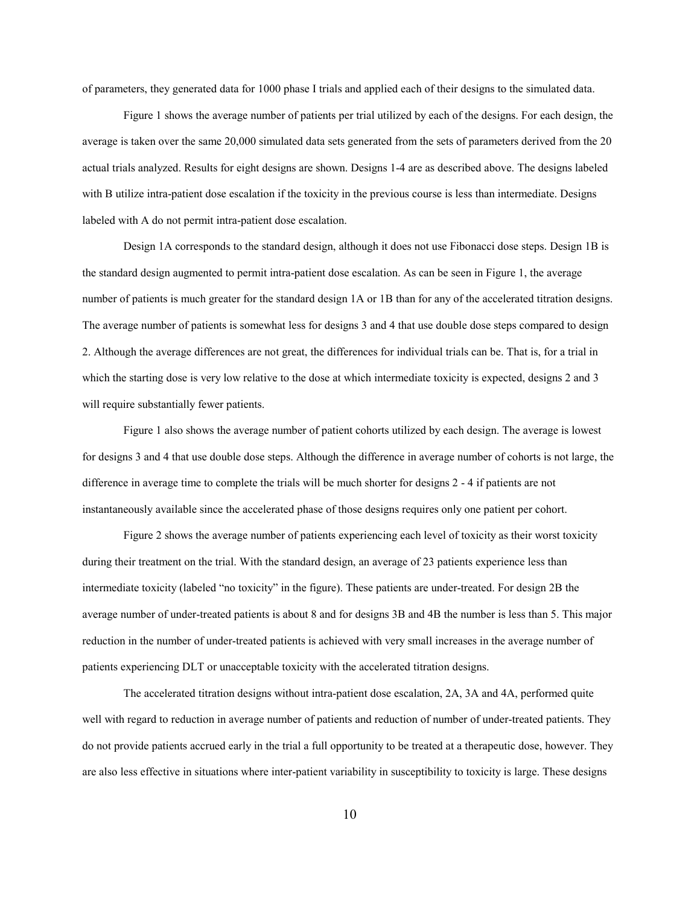of parameters, they generated data for 1000 phase I trials and applied each of their designs to the simulated data.

Figure 1 shows the average number of patients per trial utilized by each of the designs. For each design, the average is taken over the same 20,000 simulated data sets generated from the sets of parameters derived from the 20 actual trials analyzed. Results for eight designs are shown. Designs 1-4 are as described above. The designs labeled with B utilize intra-patient dose escalation if the toxicity in the previous course is less than intermediate. Designs labeled with A do not permit intra-patient dose escalation.

Design 1A corresponds to the standard design, although it does not use Fibonacci dose steps. Design 1B is the standard design augmented to permit intra-patient dose escalation. As can be seen in Figure 1, the average number of patients is much greater for the standard design 1A or 1B than for any of the accelerated titration designs. The average number of patients is somewhat less for designs 3 and 4 that use double dose steps compared to design 2. Although the average differences are not great, the differences for individual trials can be. That is, for a trial in which the starting dose is very low relative to the dose at which intermediate toxicity is expected, designs 2 and 3 will require substantially fewer patients.

Figure 1 also shows the average number of patient cohorts utilized by each design. The average is lowest for designs 3 and 4 that use double dose steps. Although the difference in average number of cohorts is not large, the difference in average time to complete the trials will be much shorter for designs 2 - 4 if patients are not instantaneously available since the accelerated phase of those designs requires only one patient per cohort.

Figure 2 shows the average number of patients experiencing each level of toxicity as their worst toxicity during their treatment on the trial. With the standard design, an average of 23 patients experience less than intermediate toxicity (labeled "no toxicity" in the figure). These patients are under-treated. For design 2B the average number of under-treated patients is about 8 and for designs 3B and 4B the number is less than 5. This major reduction in the number of under-treated patients is achieved with very small increases in the average number of patients experiencing DLT or unacceptable toxicity with the accelerated titration designs.

The accelerated titration designs without intra-patient dose escalation, 2A, 3A and 4A, performed quite well with regard to reduction in average number of patients and reduction of number of under-treated patients. They do not provide patients accrued early in the trial a full opportunity to be treated at a therapeutic dose, however. They are also less effective in situations where inter-patient variability in susceptibility to toxicity is large. These designs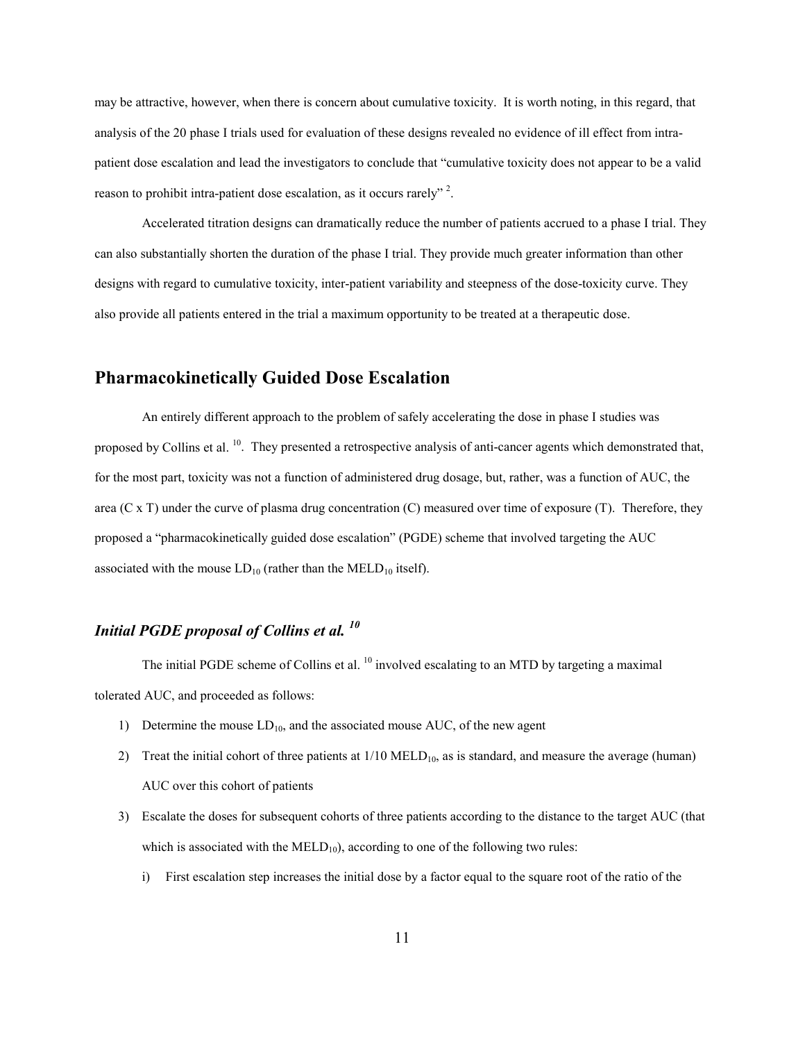may be attractive, however, when there is concern about cumulative toxicity. It is worth noting, in this regard, that analysis of the 20 phase I trials used for evaluation of these designs revealed no evidence of ill effect from intra-patient dose escalation and lead the investigators to conclude that "cumulative toxicity does not appear to be a valid reason to prohibit intra-patient dose escalation, as it occurs rarely" [2].

Accelerated titration designs can dramatically reduce the number of patients accrued to a phase I trial. They can also substantially shorten the duration of the phase I trial. They provide much greater information than other designs with regard to cumulative toxicity, inter-patient variability and steepness of the dose-toxicity curve. They also provide all patients entered in the trial a maximum opportunity to be treated at a therapeutic dose.

## Pharmacokinetically Guided Dose Escalation

An entirely different approach to the problem of safely accelerating the dose in phase I studies was proposed by Collins et al. [10]. They presented a retrospective analysis of anti-cancer agents which demonstrated that, for the most part, toxicity was not a function of administered drug dosage, but, rather, was a function of AUC, the area (C x T) under the curve of plasma drug concentration (C) measured over time of exposure (T). Therefore, they proposed a "pharmacokinetically guided dose escalation" (PGDE) scheme that involved targeting the AUC associated with the mouse $LD_{10}$ (rather than the $MELD_{10}$ itself).

### *Initial PGDE proposal of Collins et al. [10]*

The initial PGDE scheme of Collins et al. [10] involved escalating to an MTD by targeting a maximal tolerated AUC, and proceeded as follows:

1) Determine the mouse $LD_{10}$, and the associated mouse AUC, of the new agent
2) Treat the initial cohort of three patients at 1/10 $MELD_{10}$, as is standard, and measure the average (human) AUC over this cohort of patients
3) Escalate the doses for subsequent cohorts of three patients according to the distance to the target AUC (that which is associated with the $MELD_{10}$), according to one of the following two rules:
   i) First escalation step increases the initial dose by a factor equal to the square root of the ratio of the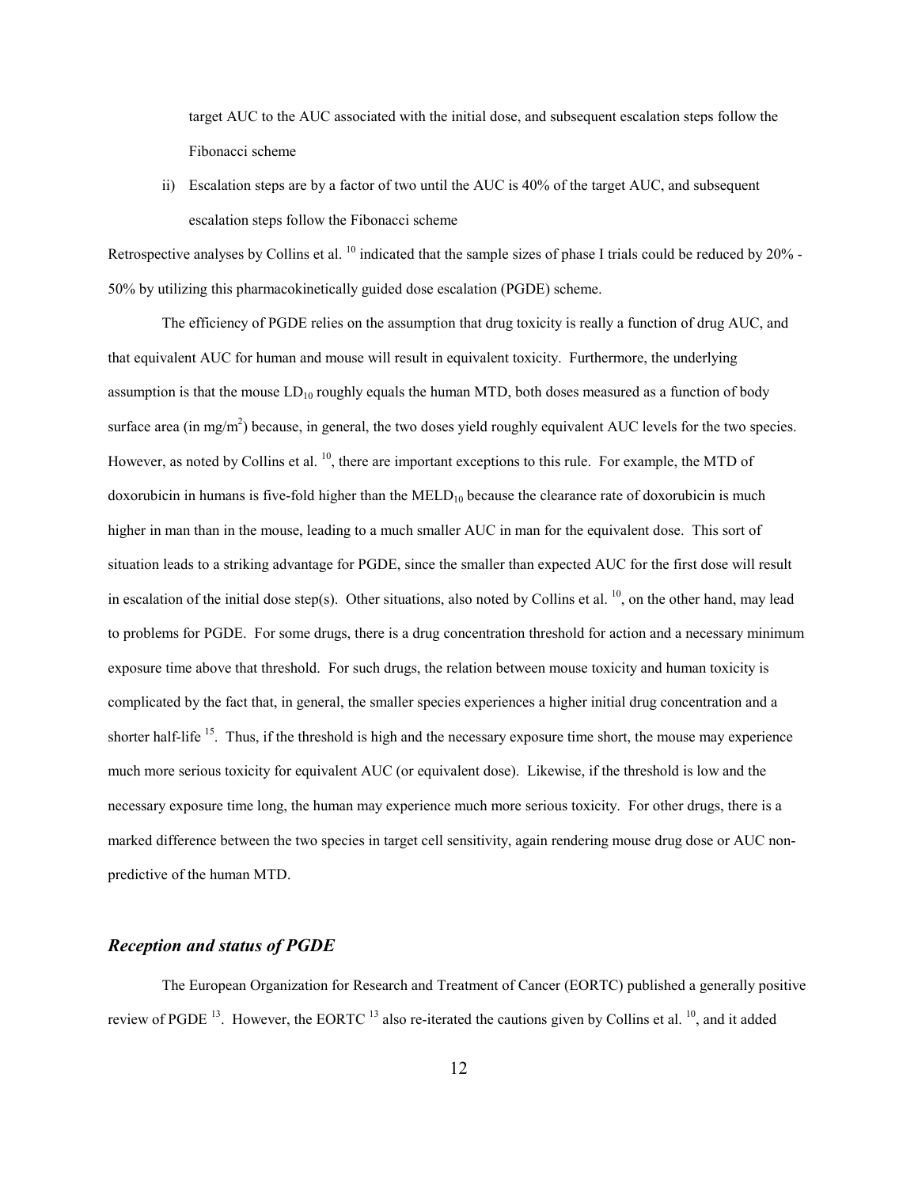target AUC to the AUC associated with the initial dose, and subsequent escalation steps follow the Fibonacci scheme

ii) Escalation steps are by a factor of two until the AUC is 40% of the target AUC, and subsequent escalation steps follow the Fibonacci scheme

Retrospective analyses by Collins et al. [10] indicated that the sample sizes of phase I trials could be reduced by 20% - 50% by utilizing this pharmacokinetically guided dose escalation (PGDE) scheme.

The efficiency of PGDE relies on the assumption that drug toxicity is really a function of drug AUC, and that equivalent AUC for human and mouse will result in equivalent toxicity. Furthermore, the underlying assumption is that the mouse $LD_{10}$ roughly equals the human MTD, both doses measured as a function of body surface area (in mg/m$^2$) because, in general, the two doses yield roughly equivalent AUC levels for the two species. However, as noted by Collins et al. [10], there are important exceptions to this rule. For example, the MTD of doxorubicin in humans is five-fold higher than the $MELD_{10}$ because the clearance rate of doxorubicin is much higher in man than in the mouse, leading to a much smaller AUC in man for the equivalent dose. This sort of situation leads to a striking advantage for PGDE, since the smaller than expected AUC for the first dose will result in escalation of the initial dose step(s). Other situations, also noted by Collins et al. [10], on the other hand, may lead to problems for PGDE. For some drugs, there is a drug concentration threshold for action and a necessary minimum exposure time above that threshold. For such drugs, the relation between mouse toxicity and human toxicity is complicated by the fact that, in general, the smaller species experiences a higher initial drug concentration and a shorter half-life [15]. Thus, if the threshold is high and the necessary exposure time short, the mouse may experience much more serious toxicity for equivalent AUC (or equivalent dose). Likewise, if the threshold is low and the necessary exposure time long, the human may experience much more serious toxicity. For other drugs, there is a marked difference between the two species in target cell sensitivity, again rendering mouse drug dose or AUC non-predictive of the human MTD.

### *Reception and status of PGDE*

The European Organization for Research and Treatment of Cancer (EORTC) published a generally positive review of PGDE [13]. However, the EORTC [13] also re-iterated the cautions given by Collins et al. [10], and it added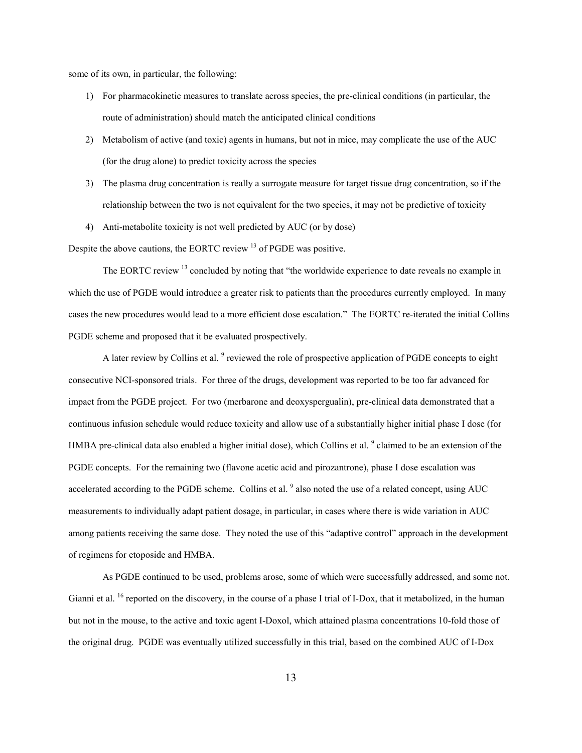some of its own, in particular, the following:

1) For pharmacokinetic measures to translate across species, the pre-clinical conditions (in particular, the route of administration) should match the anticipated clinical conditions
2) Metabolism of active (and toxic) agents in humans, but not in mice, may complicate the use of the AUC (for the drug alone) to predict toxicity across the species
3) The plasma drug concentration is really a surrogate measure for target tissue drug concentration, so if the relationship between the two is not equivalent for the two species, it may not be predictive of toxicity
4) Anti-metabolite toxicity is not well predicted by AUC (or by dose)

Despite the above cautions, the EORTC review [13] of PGDE was positive.

The EORTC review [13] concluded by noting that "the worldwide experience to date reveals no example in which the use of PGDE would introduce a greater risk to patients than the procedures currently employed. In many cases the new procedures would lead to a more efficient dose escalation." The EORTC re-iterated the initial Collins PGDE scheme and proposed that it be evaluated prospectively.

A later review by Collins et al. [9] reviewed the role of prospective application of PGDE concepts to eight consecutive NCI-sponsored trials. For three of the drugs, development was reported to be too far advanced for impact from the PGDE project. For two (merbarone and deoxyspergualin), pre-clinical data demonstrated that a continuous infusion schedule would reduce toxicity and allow use of a substantially higher initial phase I dose (for HMBA pre-clinical data also enabled a higher initial dose), which Collins et al. [9] claimed to be an extension of the PGDE concepts. For the remaining two (flavone acetic acid and pirozantrone), phase I dose escalation was accelerated according to the PGDE scheme. Collins et al. [9] also noted the use of a related concept, using AUC measurements to individually adapt patient dosage, in particular, in cases where there is wide variation in AUC among patients receiving the same dose. They noted the use of this "adaptive control" approach in the development of regimens for etoposide and HMBA.

As PGDE continued to be used, problems arose, some of which were successfully addressed, and some not. Gianni et al. [16] reported on the discovery, in the course of a phase I trial of I-Dox, that it metabolized, in the human but not in the mouse, to the active and toxic agent I-Doxol, which attained plasma concentrations 10-fold those of the original drug. PGDE was eventually utilized successfully in this trial, based on the combined AUC of I-Dox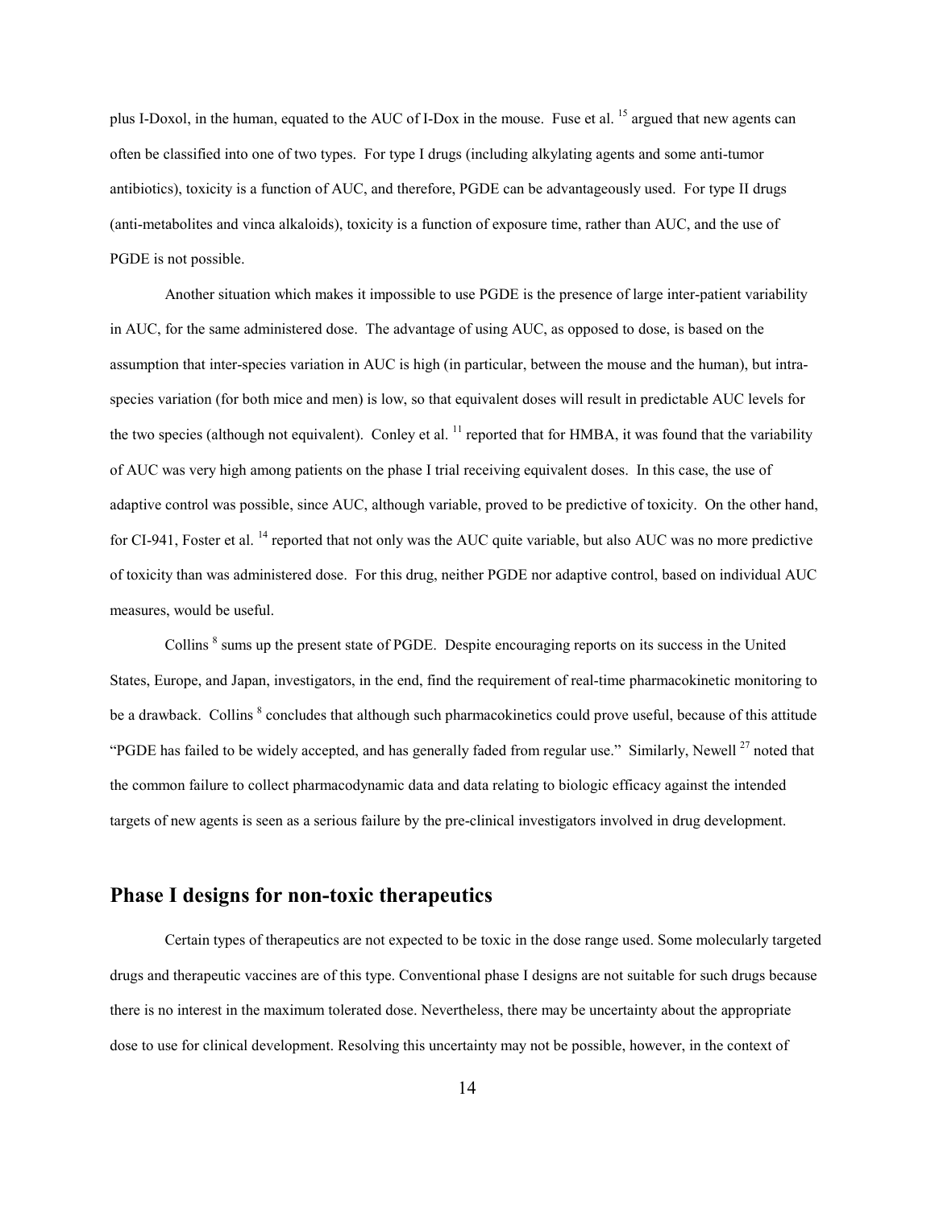plus I-Doxol, in the human, equated to the AUC of I-Dox in the mouse. Fuse et al. [15] argued that new agents can often be classified into one of two types. For type I drugs (including alkylating agents and some anti-tumor antibiotics), toxicity is a function of AUC, and therefore, PGDE can be advantageously used. For type II drugs (anti-metabolites and vinca alkaloids), toxicity is a function of exposure time, rather than AUC, and the use of PGDE is not possible.

Another situation which makes it impossible to use PGDE is the presence of large inter-patient variability in AUC, for the same administered dose. The advantage of using AUC, as opposed to dose, is based on the assumption that inter-species variation in AUC is high (in particular, between the mouse and the human), but intra-species variation (for both mice and men) is low, so that equivalent doses will result in predictable AUC levels for the two species (although not equivalent). Conley et al. [11] reported that for HMBA, it was found that the variability of AUC was very high among patients on the phase I trial receiving equivalent doses. In this case, the use of adaptive control was possible, since AUC, although variable, proved to be predictive of toxicity. On the other hand, for CI-941, Foster et al. [14] reported that not only was the AUC quite variable, but also AUC was no more predictive of toxicity than was administered dose. For this drug, neither PGDE nor adaptive control, based on individual AUC measures, would be useful.

Collins [8] sums up the present state of PGDE. Despite encouraging reports on its success in the United States, Europe, and Japan, investigators, in the end, find the requirement of real-time pharmacokinetic monitoring to be a drawback. Collins [8] concludes that although such pharmacokinetics could prove useful, because of this attitude "PGDE has failed to be widely accepted, and has generally faded from regular use." Similarly, Newell [27] noted that the common failure to collect pharmacodynamic data and data relating to biologic efficacy against the intended targets of new agents is seen as a serious failure by the pre-clinical investigators involved in drug development.

## Phase I designs for non-toxic therapeutics

Certain types of therapeutics are not expected to be toxic in the dose range used. Some molecularly targeted drugs and therapeutic vaccines are of this type. Conventional phase I designs are not suitable for such drugs because there is no interest in the maximum tolerated dose. Nevertheless, there may be uncertainty about the appropriate dose to use for clinical development. Resolving this uncertainty may not be possible, however, in the context of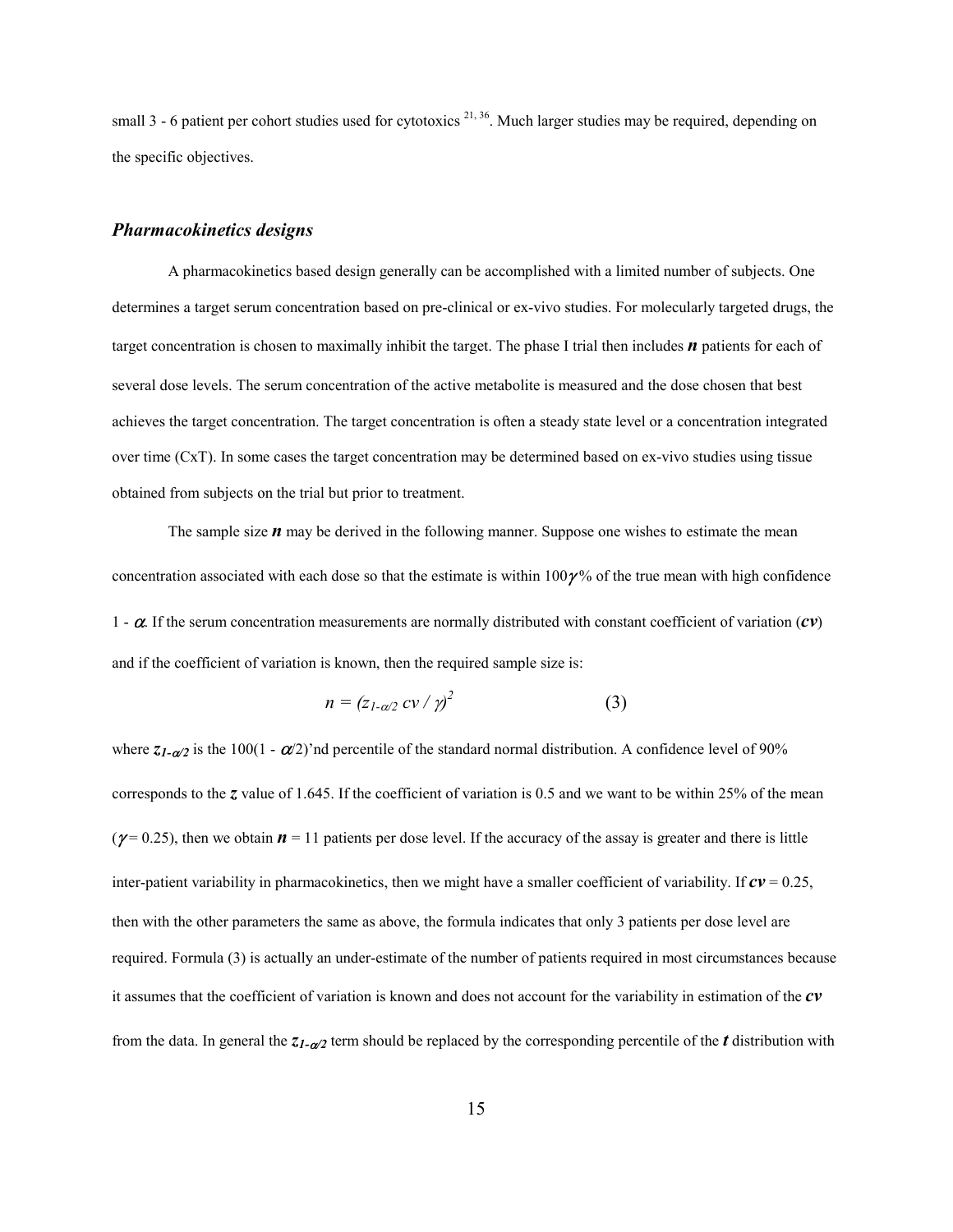small 3 - 6 patient per cohort studies used for cytotoxics [21, 36]. Much larger studies may be required, depending on the specific objectives.

### *Pharmacokinetics designs*

A pharmacokinetics based design generally can be accomplished with a limited number of subjects. One determines a target serum concentration based on pre-clinical or ex-vivo studies. For molecularly targeted drugs, the target concentration is chosen to maximally inhibit the target. The phase I trial then includes $n$ patients for each of several dose levels. The serum concentration of the active metabolite is measured and the dose chosen that best achieves the target concentration. The target concentration is often a steady state level or a concentration integrated over time (CxT). In some cases the target concentration may be determined based on ex-vivo studies using tissue obtained from subjects on the trial but prior to treatment.

The sample size $n$ may be derived in the following manner. Suppose one wishes to estimate the mean concentration associated with each dose so that the estimate is within $100\gamma\%$ of the true mean with high confidence $1 - \alpha$. If the serum concentration measurements are normally distributed with constant coefficient of variation ($cv$) and if the coefficient of variation is known, then the required sample size is:

$$n = (z_{1-\alpha/2}\, cv / \gamma)^2 \qquad (3)$$

where $z_{1-\alpha/2}$ is the $100(1 - \alpha/2)$'nd percentile of the standard normal distribution. A confidence level of 90% corresponds to the $z$ value of 1.645. If the coefficient of variation is 0.5 and we want to be within 25% of the mean ($\gamma = 0.25$), then we obtain $n = 11$ patients per dose level. If the accuracy of the assay is greater and there is little inter-patient variability in pharmacokinetics, then we might have a smaller coefficient of variability. If $cv = 0.25$, then with the other parameters the same as above, the formula indicates that only 3 patients per dose level are required. Formula (3) is actually an under-estimate of the number of patients required in most circumstances because it assumes that the coefficient of variation is known and does not account for the variability in estimation of the $cv$ from the data. In general the $z_{1-\alpha/2}$ term should be replaced by the corresponding percentile of the $t$ distribution with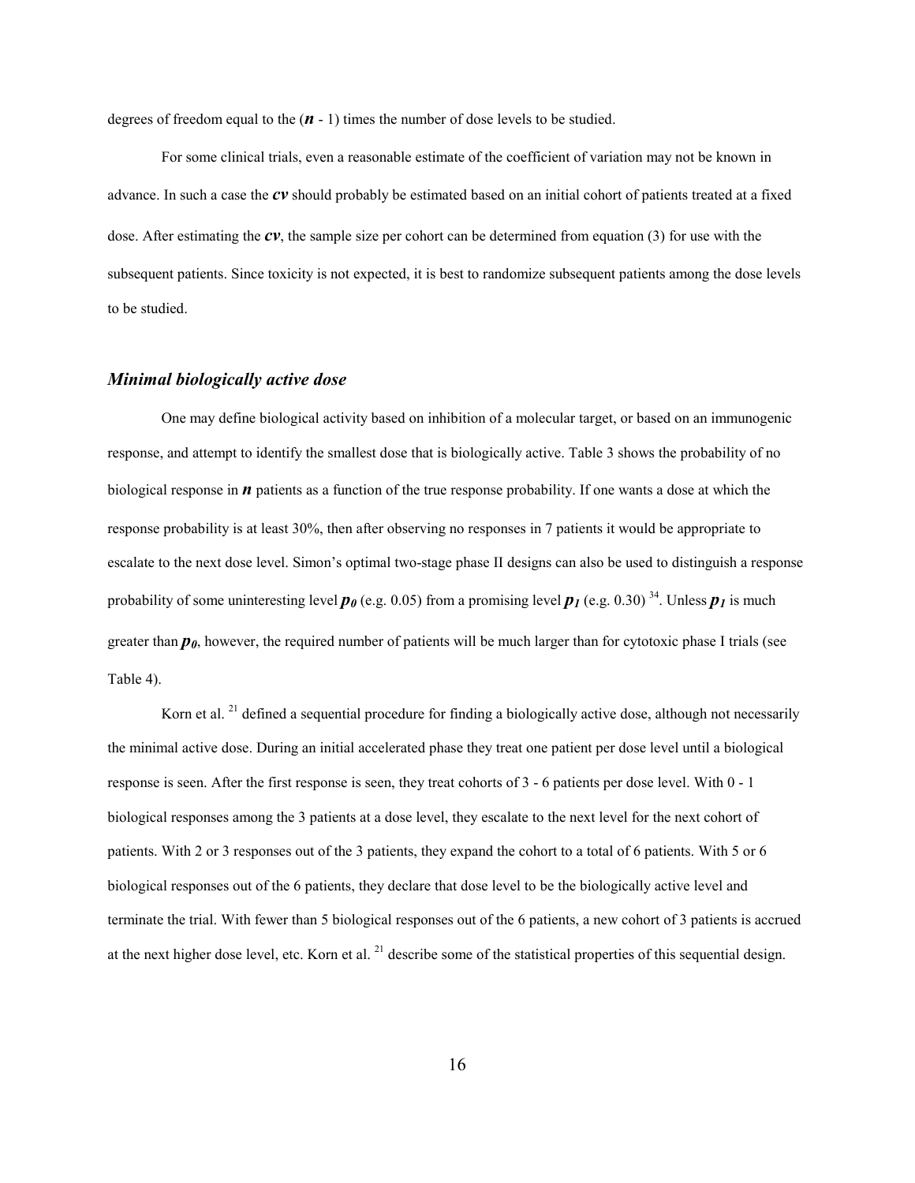degrees of freedom equal to the ($n$ - 1) times the number of dose levels to be studied.

For some clinical trials, even a reasonable estimate of the coefficient of variation may not be known in advance. In such a case the $cv$ should probably be estimated based on an initial cohort of patients treated at a fixed dose. After estimating the $cv$, the sample size per cohort can be determined from equation (3) for use with the subsequent patients. Since toxicity is not expected, it is best to randomize subsequent patients among the dose levels to be studied.

### *Minimal biologically active dose*

One may define biological activity based on inhibition of a molecular target, or based on an immunogenic response, and attempt to identify the smallest dose that is biologically active. Table 3 shows the probability of no biological response in $n$ patients as a function of the true response probability. If one wants a dose at which the response probability is at least 30%, then after observing no responses in 7 patients it would be appropriate to escalate to the next dose level. Simon's optimal two-stage phase II designs can also be used to distinguish a response probability of some uninteresting level $p_0$ (e.g. 0.05) from a promising level $p_1$ (e.g. 0.30) [34]. Unless $p_1$ is much greater than $p_0$, however, the required number of patients will be much larger than for cytotoxic phase I trials (see Table 4).

Korn et al. [21] defined a sequential procedure for finding a biologically active dose, although not necessarily the minimal active dose. During an initial accelerated phase they treat one patient per dose level until a biological response is seen. After the first response is seen, they treat cohorts of 3 - 6 patients per dose level. With 0 - 1 biological responses among the 3 patients at a dose level, they escalate to the next level for the next cohort of patients. With 2 or 3 responses out of the 3 patients, they expand the cohort to a total of 6 patients. With 5 or 6 biological responses out of the 6 patients, they declare that dose level to be the biologically active level and terminate the trial. With fewer than 5 biological responses out of the 6 patients, a new cohort of 3 patients is accrued at the next higher dose level, etc. Korn et al. [21] describe some of the statistical properties of this sequential design.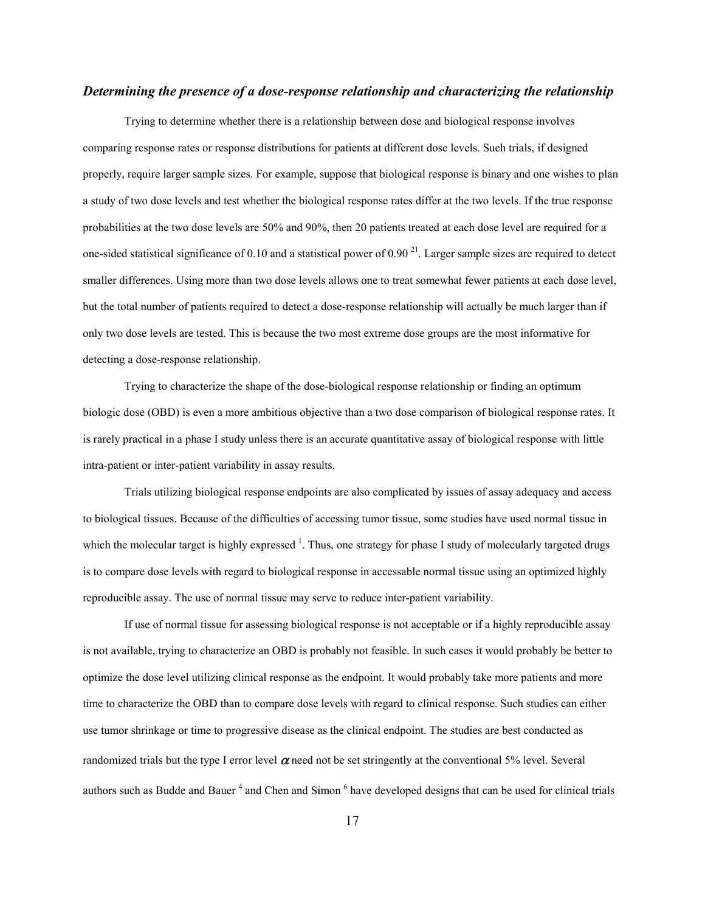### *Determining the presence of a dose-response relationship and characterizing the relationship*

Trying to determine whether there is a relationship between dose and biological response involves comparing response rates or response distributions for patients at different dose levels. Such trials, if designed properly, require larger sample sizes. For example, suppose that biological response is binary and one wishes to plan a study of two dose levels and test whether the biological response rates differ at the two levels. If the true response probabilities at the two dose levels are 50% and 90%, then 20 patients treated at each dose level are required for a one-sided statistical significance of 0.10 and a statistical power of 0.90 [21]. Larger sample sizes are required to detect smaller differences. Using more than two dose levels allows one to treat somewhat fewer patients at each dose level, but the total number of patients required to detect a dose-response relationship will actually be much larger than if only two dose levels are tested. This is because the two most extreme dose groups are the most informative for detecting a dose-response relationship.

Trying to characterize the shape of the dose-biological response relationship or finding an optimum biologic dose (OBD) is even a more ambitious objective than a two dose comparison of biological response rates. It is rarely practical in a phase I study unless there is an accurate quantitative assay of biological response with little intra-patient or inter-patient variability in assay results.

Trials utilizing biological response endpoints are also complicated by issues of assay adequacy and access to biological tissues. Because of the difficulties of accessing tumor tissue, some studies have used normal tissue in which the molecular target is highly expressed [1]. Thus, one strategy for phase I study of molecularly targeted drugs is to compare dose levels with regard to biological response in accessable normal tissue using an optimized highly reproducible assay. The use of normal tissue may serve to reduce inter-patient variability.

If use of normal tissue for assessing biological response is not acceptable or if a highly reproducible assay is not available, trying to characterize an OBD is probably not feasible. In such cases it would probably be better to optimize the dose level utilizing clinical response as the endpoint. It would probably take more patients and more time to characterize the OBD than to compare dose levels with regard to clinical response. Such studies can either use tumor shrinkage or time to progressive disease as the clinical endpoint. The studies are best conducted as randomized trials but the type I error level $\alpha$ need not be set stringently at the conventional 5% level. Several authors such as Budde and Bauer [4] and Chen and Simon [6] have developed designs that can be used for clinical trials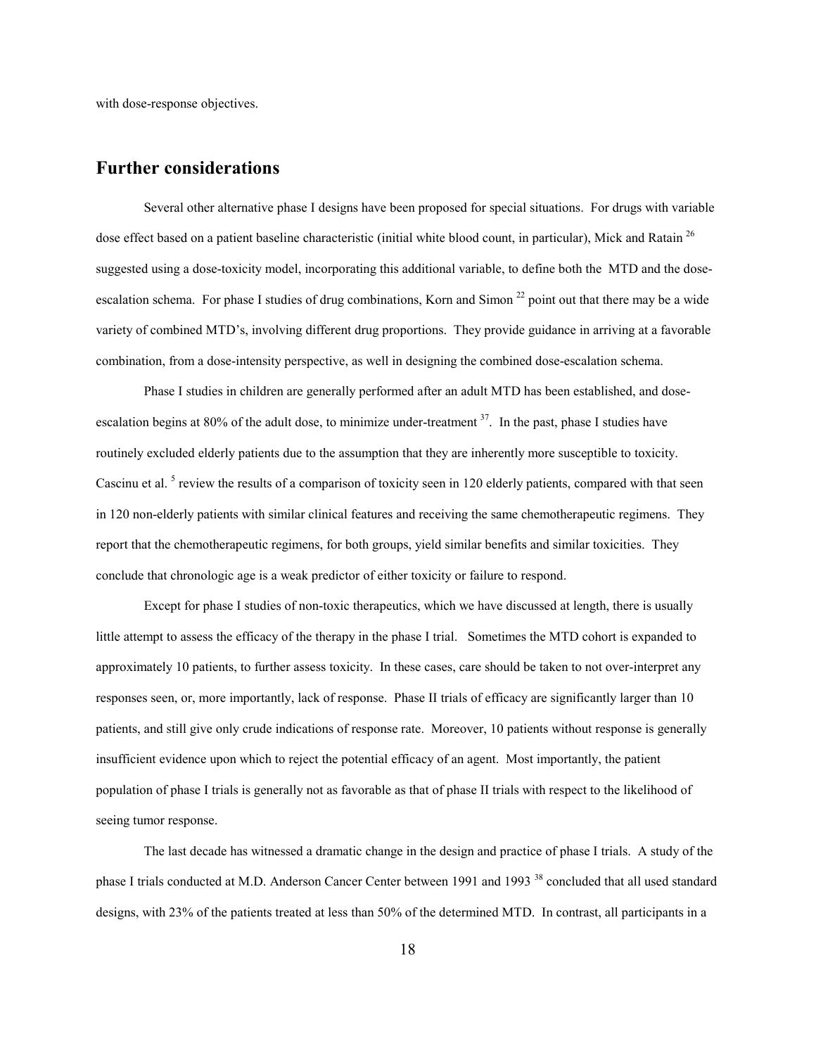with dose-response objectives.

## Further considerations

Several other alternative phase I designs have been proposed for special situations. For drugs with variable dose effect based on a patient baseline characteristic (initial white blood count, in particular), Mick and Ratain [26] suggested using a dose-toxicity model, incorporating this additional variable, to define both the MTD and the dose-escalation schema. For phase I studies of drug combinations, Korn and Simon [22] point out that there may be a wide variety of combined MTD's, involving different drug proportions. They provide guidance in arriving at a favorable combination, from a dose-intensity perspective, as well in designing the combined dose-escalation schema.

Phase I studies in children are generally performed after an adult MTD has been established, and dose-escalation begins at 80% of the adult dose, to minimize under-treatment [37]. In the past, phase I studies have routinely excluded elderly patients due to the assumption that they are inherently more susceptible to toxicity. Cascinu et al. [5] review the results of a comparison of toxicity seen in 120 elderly patients, compared with that seen in 120 non-elderly patients with similar clinical features and receiving the same chemotherapeutic regimens. They report that the chemotherapeutic regimens, for both groups, yield similar benefits and similar toxicities. They conclude that chronologic age is a weak predictor of either toxicity or failure to respond.

Except for phase I studies of non-toxic therapeutics, which we have discussed at length, there is usually little attempt to assess the efficacy of the therapy in the phase I trial. Sometimes the MTD cohort is expanded to approximately 10 patients, to further assess toxicity. In these cases, care should be taken to not over-interpret any responses seen, or, more importantly, lack of response. Phase II trials of efficacy are significantly larger than 10 patients, and still give only crude indications of response rate. Moreover, 10 patients without response is generally insufficient evidence upon which to reject the potential efficacy of an agent. Most importantly, the patient population of phase I trials is generally not as favorable as that of phase II trials with respect to the likelihood of seeing tumor response.

The last decade has witnessed a dramatic change in the design and practice of phase I trials. A study of the phase I trials conducted at M.D. Anderson Cancer Center between 1991 and 1993 [38] concluded that all used standard designs, with 23% of the patients treated at less than 50% of the determined MTD. In contrast, all participants in a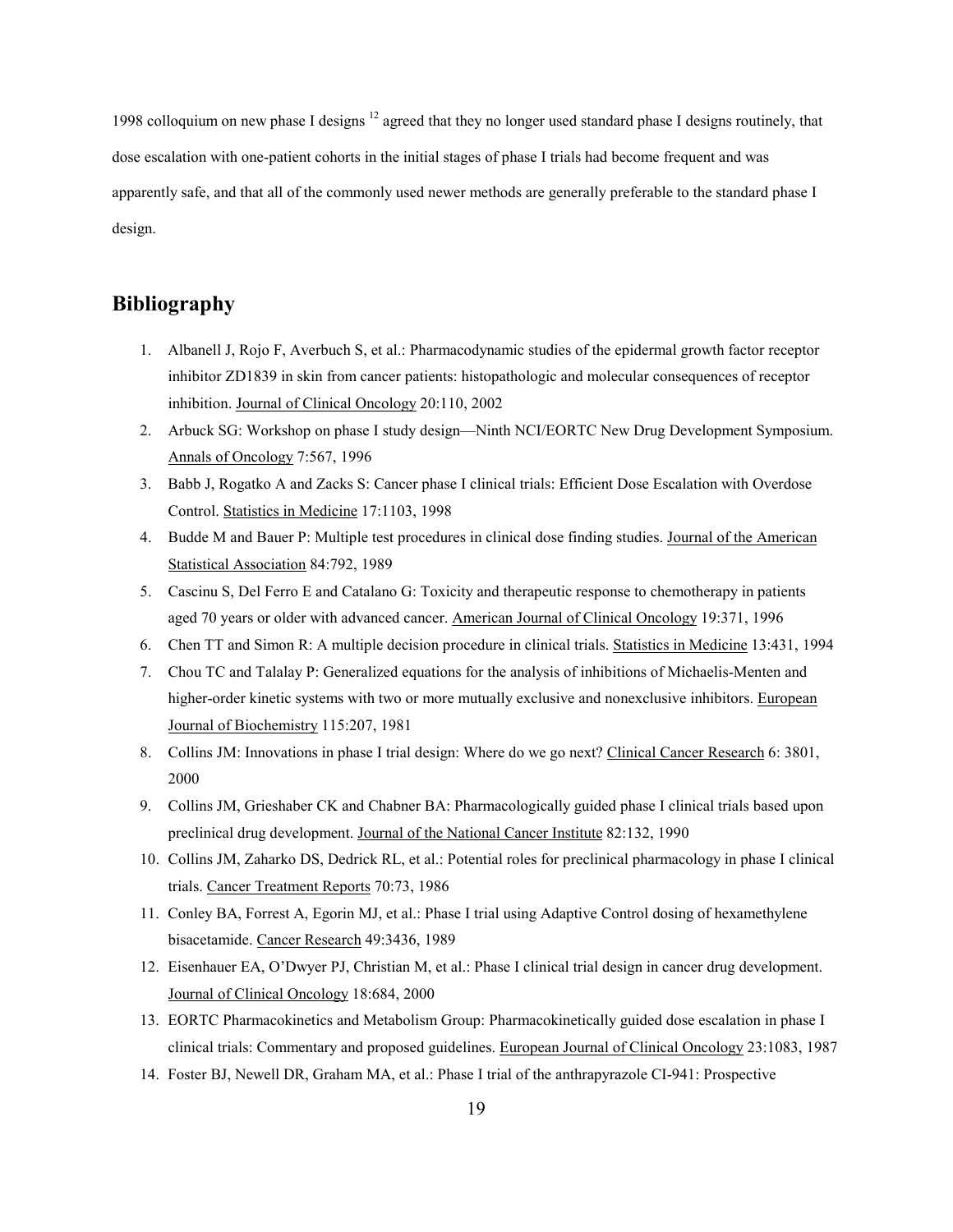1998 colloquium on new phase I designs [12] agreed that they no longer used standard phase I designs routinely, that dose escalation with one-patient cohorts in the initial stages of phase I trials had become frequent and was apparently safe, and that all of the commonly used newer methods are generally preferable to the standard phase I design.

## Bibliography

1. Albanell J, Rojo F, Averbuch S, et al.: Pharmacodynamic studies of the epidermal growth factor receptor inhibitor ZD1839 in skin from cancer patients: histopathologic and molecular consequences of receptor inhibition. Journal of Clinical Oncology 20:110, 2002
2. Arbuck SG: Workshop on phase I study design—Ninth NCI/EORTC New Drug Development Symposium. Annals of Oncology 7:567, 1996
3. Babb J, Rogatko A and Zacks S: Cancer phase I clinical trials: Efficient Dose Escalation with Overdose Control. Statistics in Medicine 17:1103, 1998
4. Budde M and Bauer P: Multiple test procedures in clinical dose finding studies. Journal of the American Statistical Association 84:792, 1989
5. Cascinu S, Del Ferro E and Catalano G: Toxicity and therapeutic response to chemotherapy in patients aged 70 years or older with advanced cancer. American Journal of Clinical Oncology 19:371, 1996
6. Chen TT and Simon R: A multiple decision procedure in clinical trials. Statistics in Medicine 13:431, 1994
7. Chou TC and Talalay P: Generalized equations for the analysis of inhibitions of Michaelis-Menten and higher-order kinetic systems with two or more mutually exclusive and nonexclusive inhibitors. European Journal of Biochemistry 115:207, 1981
8. Collins JM: Innovations in phase I trial design: Where do we go next? Clinical Cancer Research 6: 3801, 2000
9. Collins JM, Grieshaber CK and Chabner BA: Pharmacologically guided phase I clinical trials based upon preclinical drug development. Journal of the National Cancer Institute 82:132, 1990
10. Collins JM, Zaharko DS, Dedrick RL, et al.: Potential roles for preclinical pharmacology in phase I clinical trials. Cancer Treatment Reports 70:73, 1986
11. Conley BA, Forrest A, Egorin MJ, et al.: Phase I trial using Adaptive Control dosing of hexamethylene bisacetamide. Cancer Research 49:3436, 1989
12. Eisenhauer EA, O'Dwyer PJ, Christian M, et al.: Phase I clinical trial design in cancer drug development. Journal of Clinical Oncology 18:684, 2000
13. EORTC Pharmacokinetics and Metabolism Group: Pharmacokinetically guided dose escalation in phase I clinical trials: Commentary and proposed guidelines. European Journal of Clinical Oncology 23:1083, 1987
14. Foster BJ, Newell DR, Graham MA, et al.: Phase I trial of the anthrapyrazole CI-941: Prospective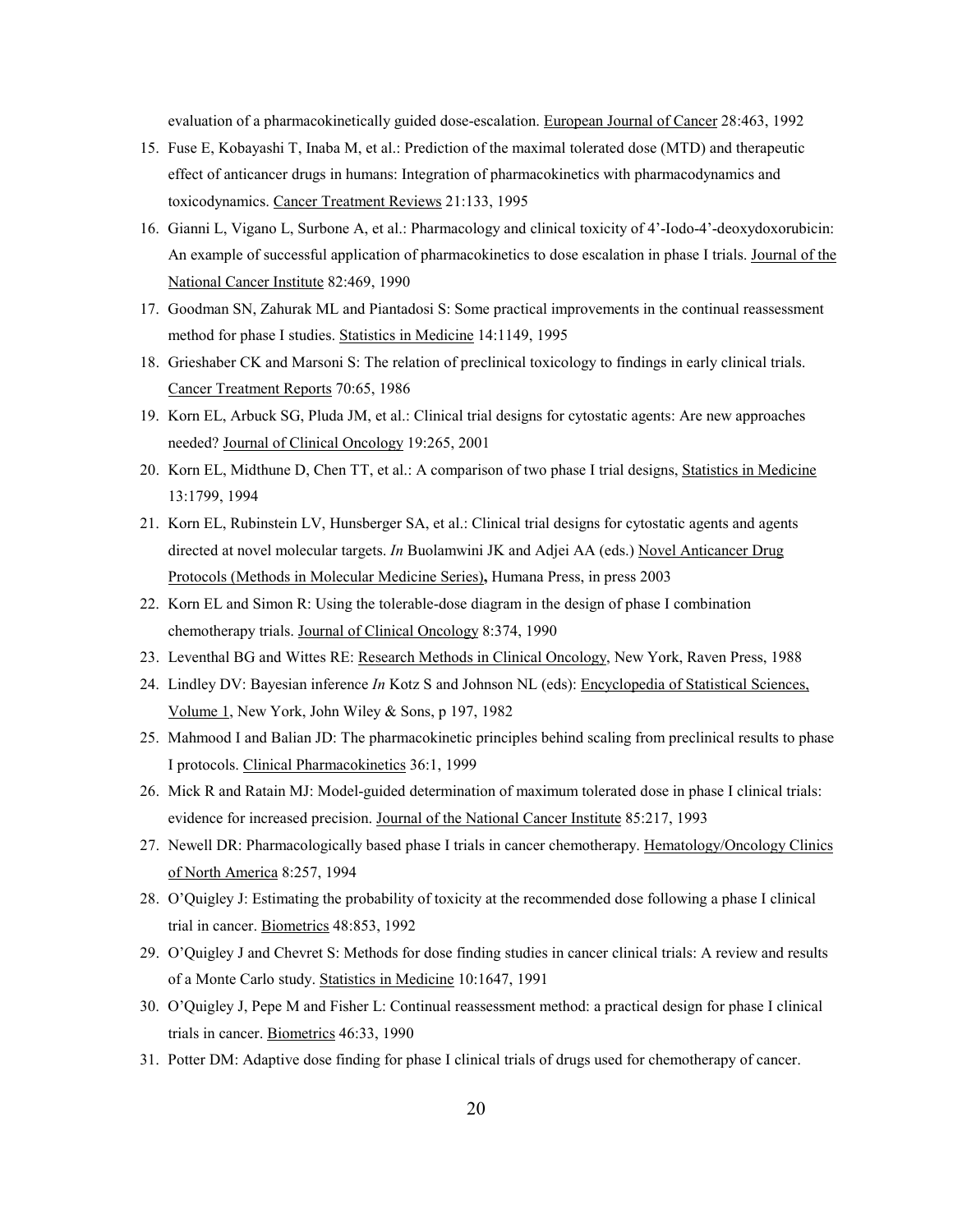evaluation of a pharmacokinetically guided dose-escalation. European Journal of Cancer 28:463, 1992

15. Fuse E, Kobayashi T, Inaba M, et al.: Prediction of the maximal tolerated dose (MTD) and therapeutic effect of anticancer drugs in humans: Integration of pharmacokinetics with pharmacodynamics and toxicodynamics. Cancer Treatment Reviews 21:133, 1995
16. Gianni L, Vigano L, Surbone A, et al.: Pharmacology and clinical toxicity of 4'-Iodo-4'-deoxydoxorubicin: An example of successful application of pharmacokinetics to dose escalation in phase I trials. Journal of the National Cancer Institute 82:469, 1990
17. Goodman SN, Zahurak ML and Piantadosi S: Some practical improvements in the continual reassessment method for phase I studies. Statistics in Medicine 14:1149, 1995
18. Grieshaber CK and Marsoni S: The relation of preclinical toxicology to findings in early clinical trials. Cancer Treatment Reports 70:65, 1986
19. Korn EL, Arbuck SG, Pluda JM, et al.: Clinical trial designs for cytostatic agents: Are new approaches needed? Journal of Clinical Oncology 19:265, 2001
20. Korn EL, Midthune D, Chen TT, et al.: A comparison of two phase I trial designs, Statistics in Medicine 13:1799, 1994
21. Korn EL, Rubinstein LV, Hunsberger SA, et al.: Clinical trial designs for cytostatic agents and agents directed at novel molecular targets. *In* Buolamwini JK and Adjei AA (eds.) Novel Anticancer Drug Protocols (Methods in Molecular Medicine Series)**,** Humana Press, in press 2003
22. Korn EL and Simon R: Using the tolerable-dose diagram in the design of phase I combination chemotherapy trials. Journal of Clinical Oncology 8:374, 1990
23. Leventhal BG and Wittes RE: Research Methods in Clinical Oncology, New York, Raven Press, 1988
24. Lindley DV: Bayesian inference *In* Kotz S and Johnson NL (eds): Encyclopedia of Statistical Sciences, Volume 1, New York, John Wiley & Sons, p 197, 1982
25. Mahmood I and Balian JD: The pharmacokinetic principles behind scaling from preclinical results to phase I protocols. Clinical Pharmacokinetics 36:1, 1999
26. Mick R and Ratain MJ: Model-guided determination of maximum tolerated dose in phase I clinical trials: evidence for increased precision. Journal of the National Cancer Institute 85:217, 1993
27. Newell DR: Pharmacologically based phase I trials in cancer chemotherapy. Hematology/Oncology Clinics of North America 8:257, 1994
28. O'Quigley J: Estimating the probability of toxicity at the recommended dose following a phase I clinical trial in cancer. Biometrics 48:853, 1992
29. O'Quigley J and Chevret S: Methods for dose finding studies in cancer clinical trials: A review and results of a Monte Carlo study. Statistics in Medicine 10:1647, 1991
30. O'Quigley J, Pepe M and Fisher L: Continual reassessment method: a practical design for phase I clinical trials in cancer. Biometrics 46:33, 1990
31. Potter DM: Adaptive dose finding for phase I clinical trials of drugs used for chemotherapy of cancer.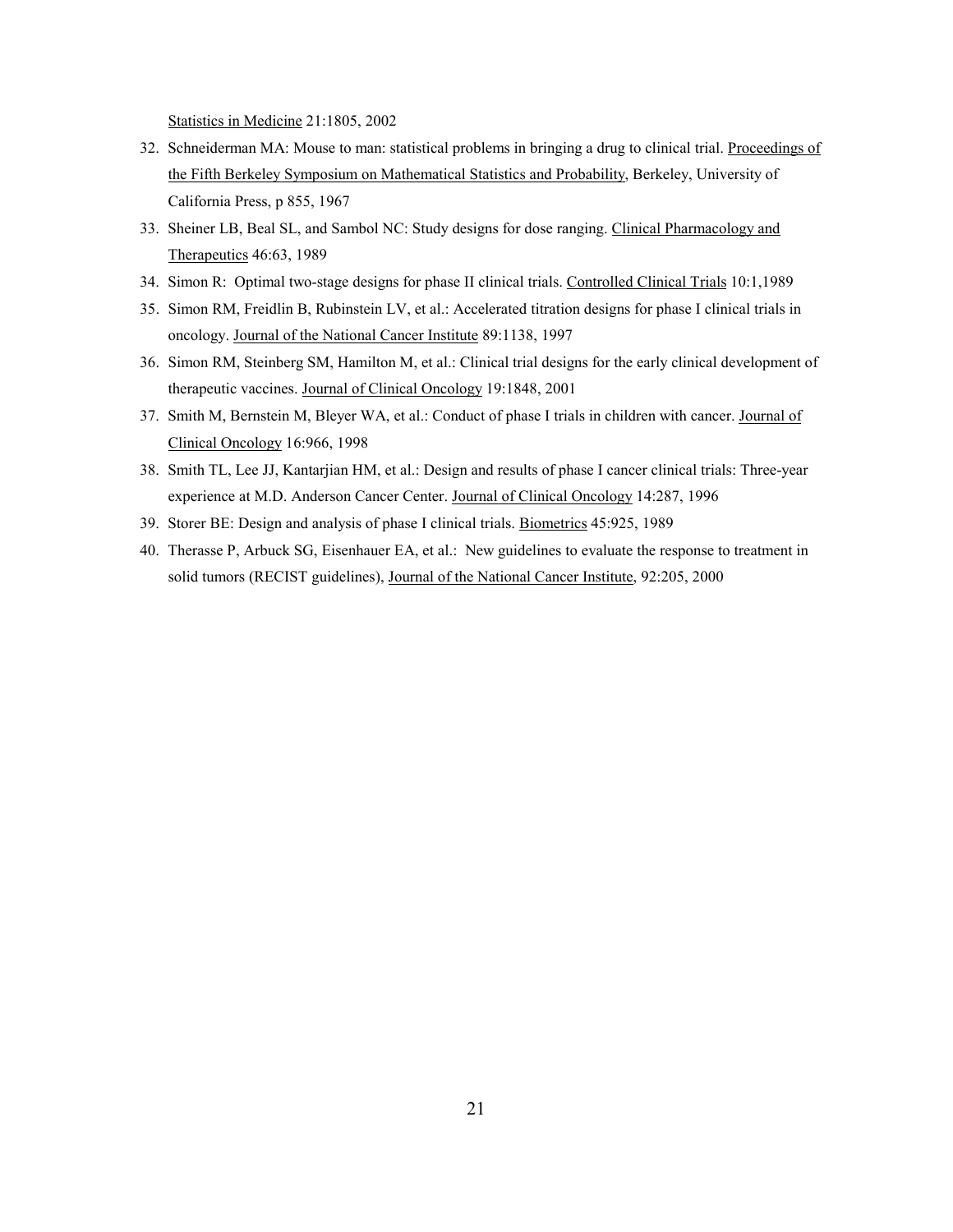Statistics in Medicine 21:1805, 2002

32. Schneiderman MA: Mouse to man: statistical problems in bringing a drug to clinical trial. Proceedings of the Fifth Berkeley Symposium on Mathematical Statistics and Probability, Berkeley, University of California Press, p 855, 1967
33. Sheiner LB, Beal SL, and Sambol NC: Study designs for dose ranging. Clinical Pharmacology and Therapeutics 46:63, 1989
34. Simon R: Optimal two-stage designs for phase II clinical trials. Controlled Clinical Trials 10:1,1989
35. Simon RM, Freidlin B, Rubinstein LV, et al.: Accelerated titration designs for phase I clinical trials in oncology. Journal of the National Cancer Institute 89:1138, 1997
36. Simon RM, Steinberg SM, Hamilton M, et al.: Clinical trial designs for the early clinical development of therapeutic vaccines. Journal of Clinical Oncology 19:1848, 2001
37. Smith M, Bernstein M, Bleyer WA, et al.: Conduct of phase I trials in children with cancer. Journal of Clinical Oncology 16:966, 1998
38. Smith TL, Lee JJ, Kantarjian HM, et al.: Design and results of phase I cancer clinical trials: Three-year experience at M.D. Anderson Cancer Center. Journal of Clinical Oncology 14:287, 1996
39. Storer BE: Design and analysis of phase I clinical trials. Biometrics 45:925, 1989
40. Therasse P, Arbuck SG, Eisenhauer EA, et al.: New guidelines to evaluate the response to treatment in solid tumors (RECIST guidelines), Journal of the National Cancer Institute, 92:205, 2000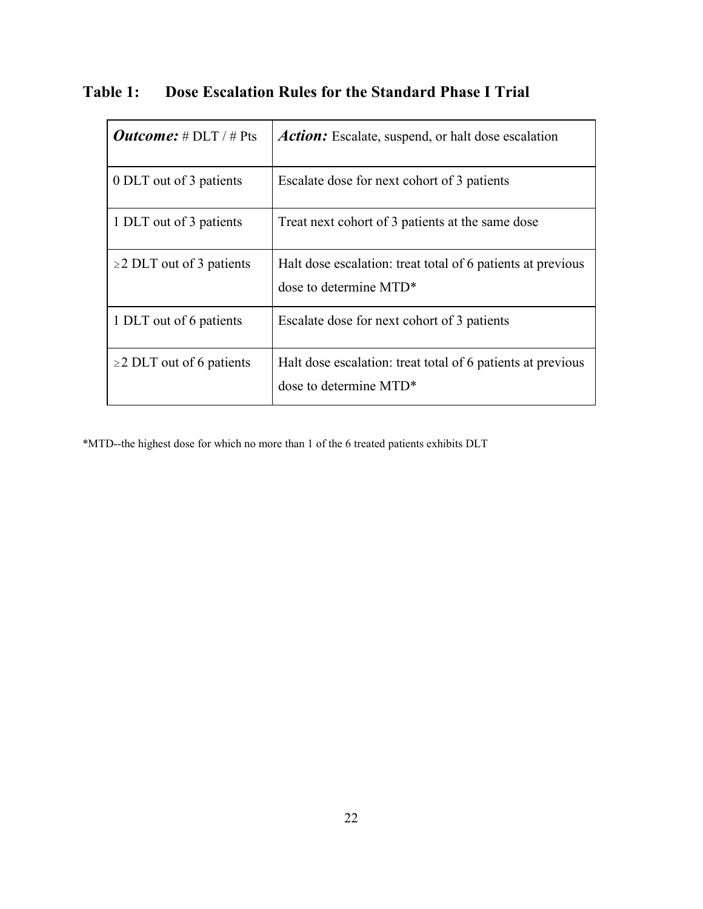## Table 1: Dose Escalation Rules for the Standard Phase I Trial

| ***Outcome:*** # DLT / # Pts | ***Action:*** Escalate, suspend, or halt dose escalation |
|---|---|
| 0 DLT out of 3 patients | Escalate dose for next cohort of 3 patients |
| 1 DLT out of 3 patients | Treat next cohort of 3 patients at the same dose |
| ≥2 DLT out of 3 patients | Halt dose escalation: treat total of 6 patients at previous dose to determine MTD* |
| 1 DLT out of 6 patients | Escalate dose for next cohort of 3 patients |
| ≥2 DLT out of 6 patients | Halt dose escalation: treat total of 6 patients at previous dose to determine MTD* |

*MTD--the highest dose for which no more than 1 of the 6 treated patients exhibits DLT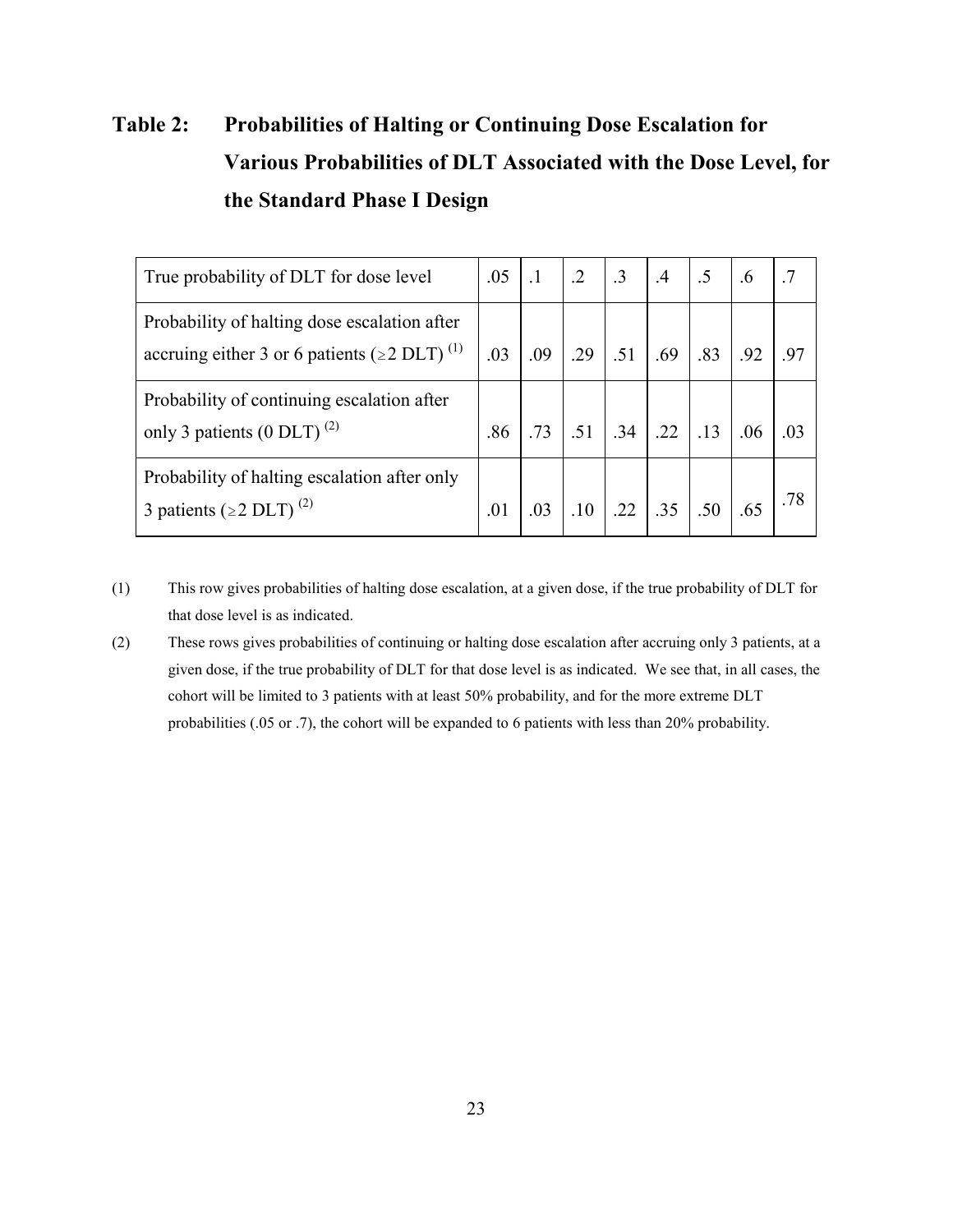**Table 2: Probabilities of Halting or Continuing Dose Escalation for Various Probabilities of DLT Associated with the Dose Level, for the Standard Phase I Design**

| True probability of DLT for dose level | .05 | .1 | .2 | .3 | .4 | .5 | .6 | .7 |
|---|---|---|---|---|---|---|---|---|
| Probability of halting dose escalation after accruing either 3 or 6 patients ($\geq 2$ DLT) (1) | .03 | .09 | .29 | .51 | .69 | .83 | .92 | .97 |
| Probability of continuing escalation after only 3 patients (0 DLT) (2) | .86 | .73 | .51 | .34 | .22 | .13 | .06 | .03 |
| Probability of halting escalation after only 3 patients ($\geq 2$ DLT) (2) | .01 | .03 | .10 | .22 | .35 | .50 | .65 | .78 |

(1) This row gives probabilities of halting dose escalation, at a given dose, if the true probability of DLT for that dose level is as indicated.

(2) These rows gives probabilities of continuing or halting dose escalation after accruing only 3 patients, at a given dose, if the true probability of DLT for that dose level is as indicated. We see that, in all cases, the cohort will be limited to 3 patients with at least 50% probability, and for the more extreme DLT probabilities (.05 or .7), the cohort will be expanded to 6 patients with less than 20% probability.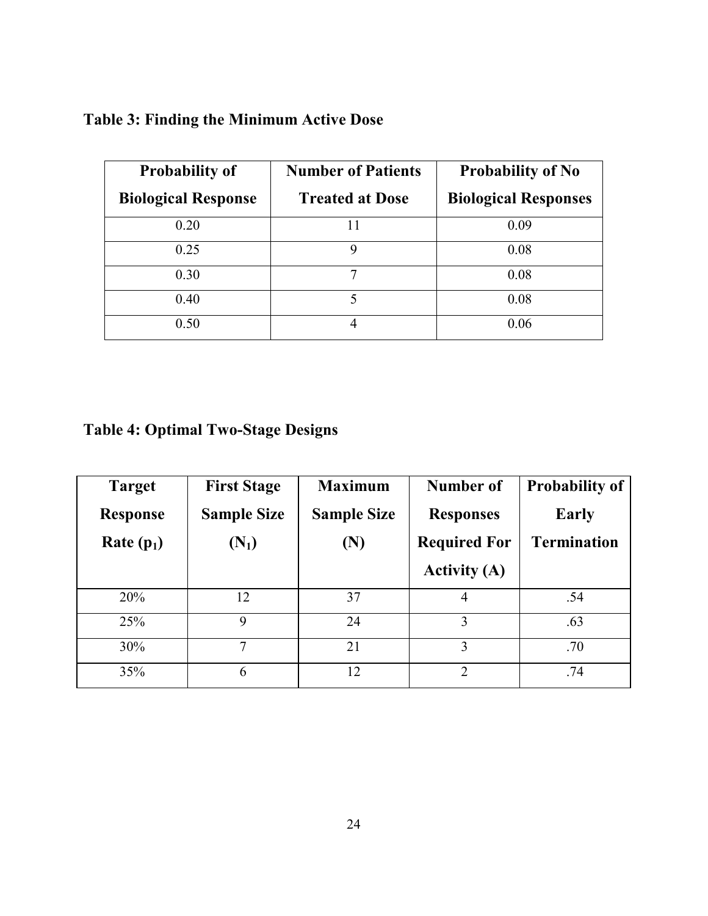**Table 3: Finding the Minimum Active Dose**

| Probability of Biological Response | Number of Patients Treated at Dose | Probability of No Biological Responses |
|---|---|---|
| 0.20 | 11 | 0.09 |
| 0.25 | 9 | 0.08 |
| 0.30 | 7 | 0.08 |
| 0.40 | 5 | 0.08 |
| 0.50 | 4 | 0.06 |

**Table 4: Optimal Two-Stage Designs**

| Target Response Rate ($p_1$) | First Stage Sample Size ($N_1$) | Maximum Sample Size (N) | Number of Responses Required For Activity (A) | Probability of Early Termination |
|---|---|---|---|---|
| 20% | 12 | 37 | 4 | .54 |
| 25% | 9 | 24 | 3 | .63 |
| 30% | 7 | 21 | 3 | .70 |
| 35% | 6 | 12 | 2 | .74 |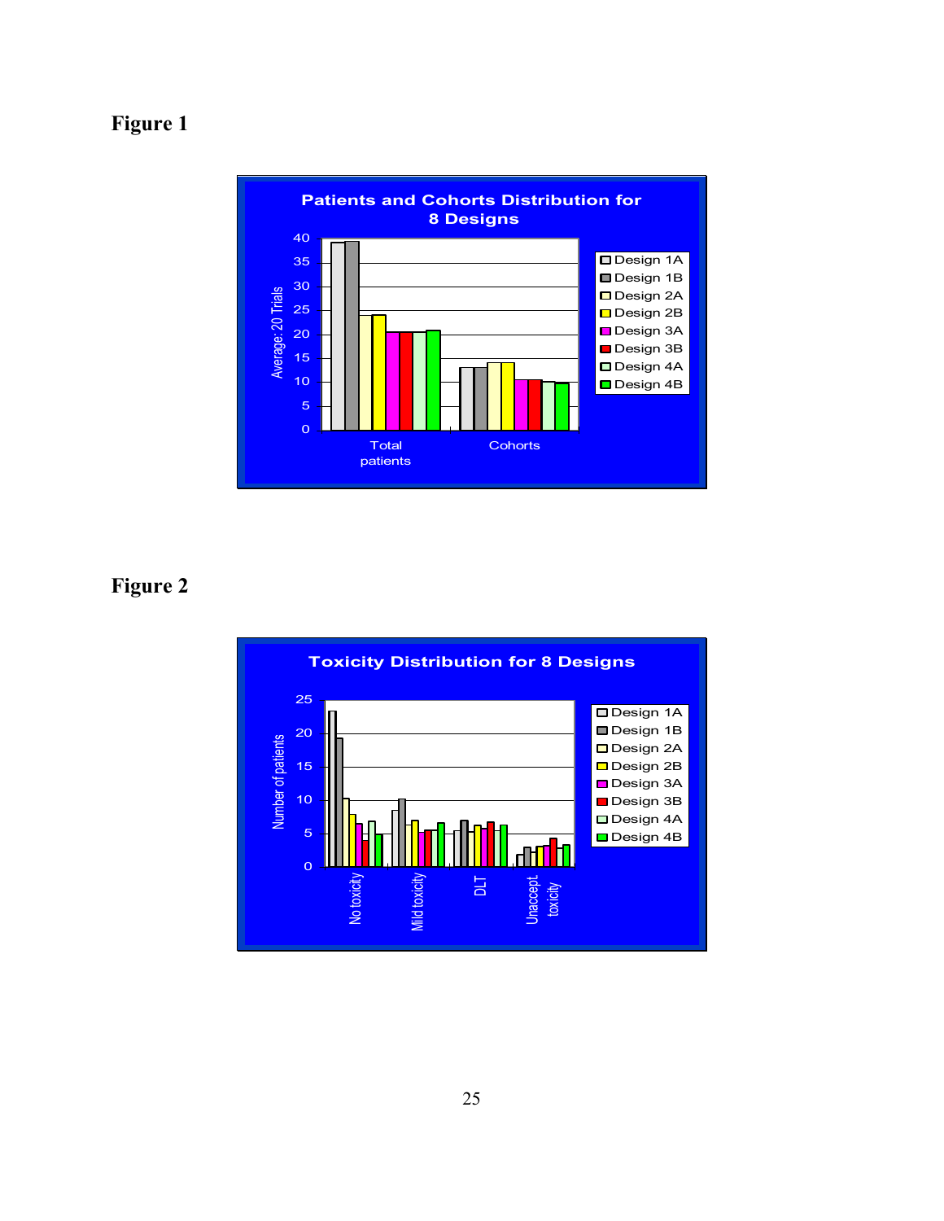# Figure 1

Patients and Cohorts Distribution for 8 Designs

Average: 20 Trials

40
35
30
25
20
15
10
5
0

Total patients

Cohorts

Design 1A
Design 1B
Design 2A
Design 2B
Design 3A
Design 3B
Design 4A
Design 4B

# Figure 2

Toxicity Distribution for 8 Designs

Number of patients

25
20
15
10
5
0

No toxicity

Mild toxicity

DLT

Unaccept toxicity

Design 1A
Design 1B
Design 2A
Design 2B
Design 3A
Design 3B
Design 4A
Design 4B